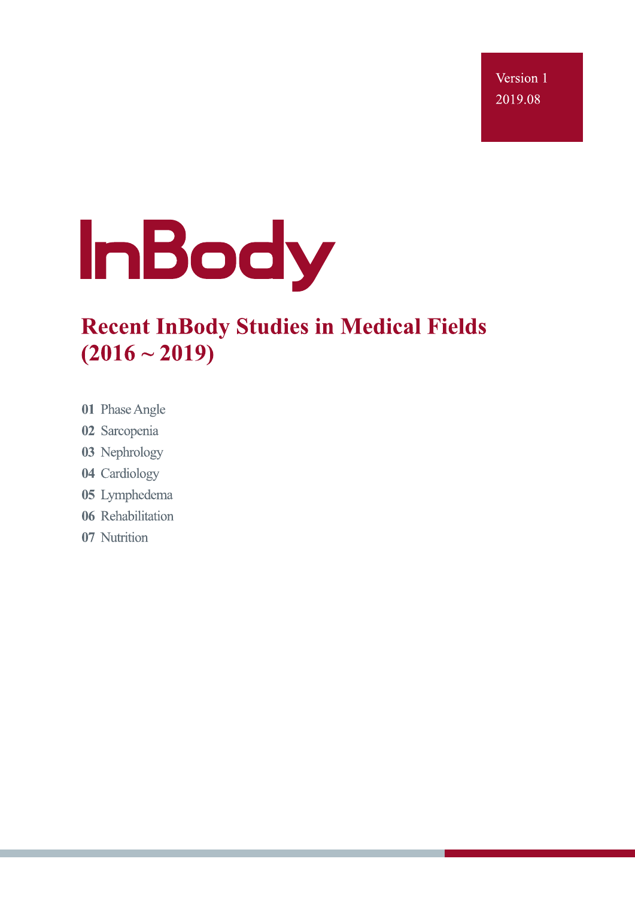Version 1
2019.08

# InBody

## Recent InBody Studies in Medical Fields (2016 ~ 2019)

**01** Phase Angle
**02** Sarcopenia
**03** Nephrology
**04** Cardiology
**05** Lymphedema
**06** Rehabilitation
**07** Nutrition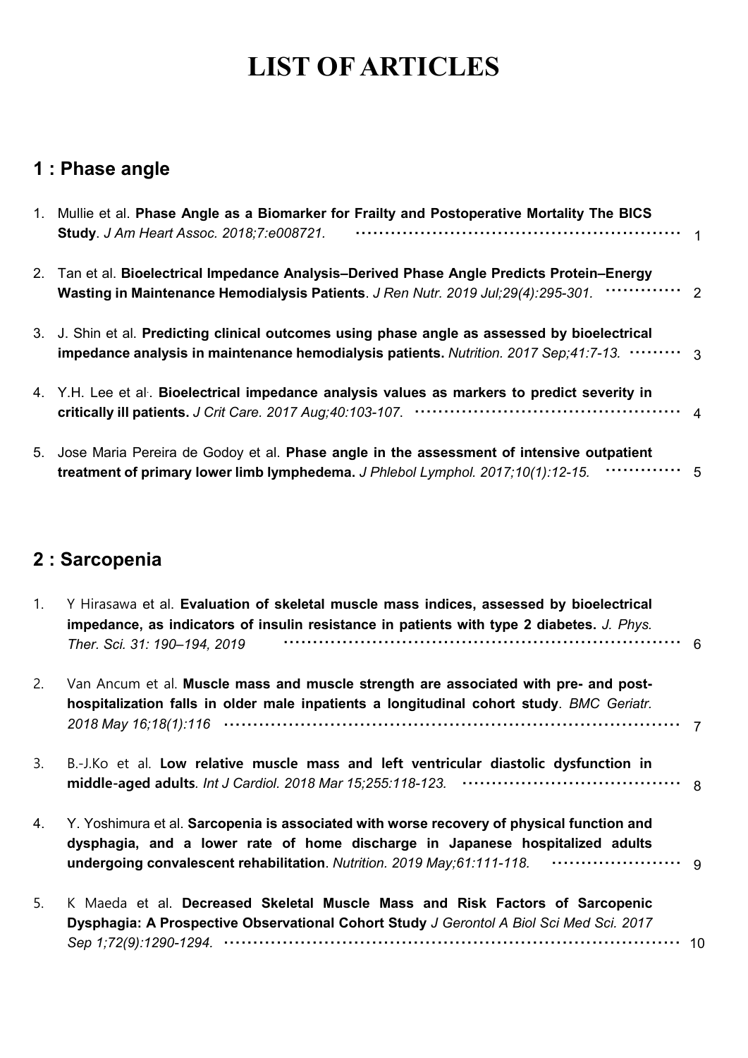# LIST OF ARTICLES

## 1 : Phase angle

1. Mullie et al. **Phase Angle as a Biomarker for Frailty and Postoperative Mortality The BICS Study**. *J Am Heart Assoc. 2018;7:e008721.* ········ 1

2. Tan et al. **Bioelectrical Impedance Analysis–Derived Phase Angle Predicts Protein–Energy Wasting in Maintenance Hemodialysis Patients**. *J Ren Nutr. 2019 Jul;29(4):295-301.* ········ 2

3. J. Shin et al. **Predicting clinical outcomes using phase angle as assessed by bioelectrical impedance analysis in maintenance hemodialysis patients.** *Nutrition. 2017 Sep;41:7-13.* ········ 3

4. Y.H. Lee et al. **Bioelectrical impedance analysis values as markers to predict severity in critically ill patients.** *J Crit Care. 2017 Aug;40:103-107.* ········ 4

5. Jose Maria Pereira de Godoy et al. **Phase angle in the assessment of intensive outpatient treatment of primary lower limb lymphedema.** *J Phlebol Lymphol. 2017;10(1):12-15.* ········ 5

## 2 : Sarcopenia

1. Y Hirasawa et al. **Evaluation of skeletal muscle mass indices, assessed by bioelectrical impedance, as indicators of insulin resistance in patients with type 2 diabetes.** *J. Phys. Ther. Sci. 31: 190–194, 2019* ········ 6

2. Van Ancum et al. **Muscle mass and muscle strength are associated with pre- and post-hospitalization falls in older male inpatients a longitudinal cohort study**. *BMC Geriatr. 2018 May 16;18(1):116* ········ 7

3. B.-J.Ko et al. **Low relative muscle mass and left ventricular diastolic dysfunction in middle-aged adults**. *Int J Cardiol. 2018 Mar 15;255:118-123.* ········ 8

4. Y. Yoshimura et al. **Sarcopenia is associated with worse recovery of physical function and dysphagia, and a lower rate of home discharge in Japanese hospitalized adults undergoing convalescent rehabilitation**. *Nutrition. 2019 May;61:111-118.* ········ 9

5. K Maeda et al. **Decreased Skeletal Muscle Mass and Risk Factors of Sarcopenic Dysphagia: A Prospective Observational Cohort Study** *J Gerontol A Biol Sci Med Sci. 2017 Sep 1;72(9):1290-1294.* ········ 10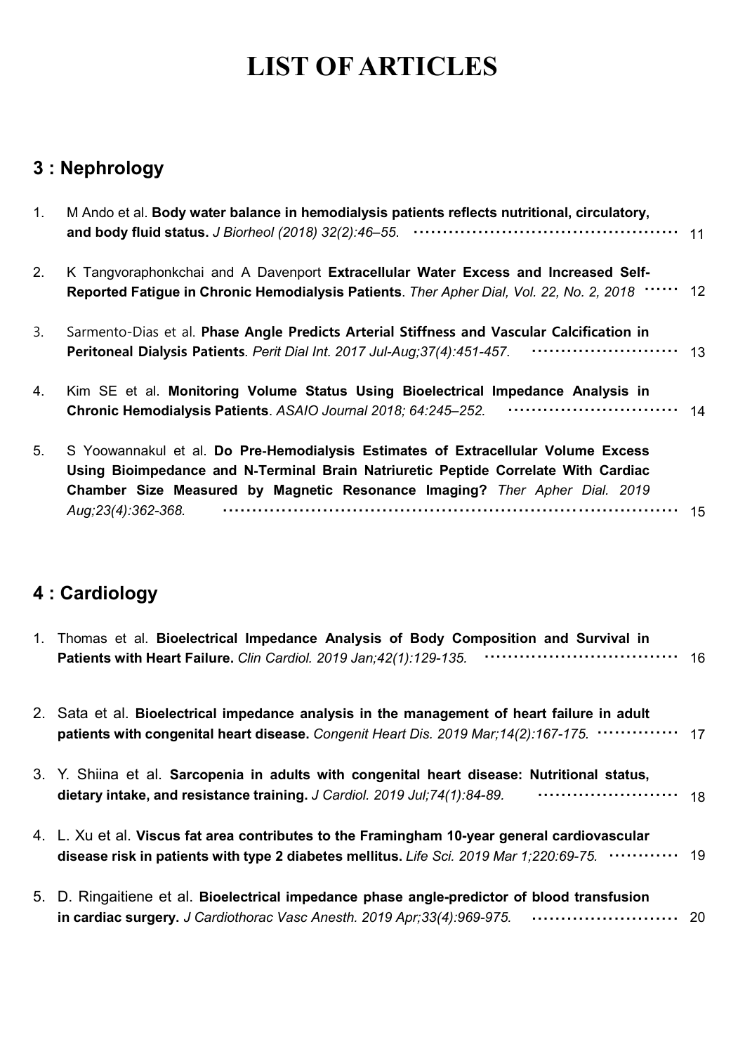# LIST OF ARTICLES

## 3 : Nephrology

1. M Ando et al. **Body water balance in hemodialysis patients reflects nutritional, circulatory, and body fluid status.** *J Biorheol (2018) 32(2):46–55.* ······· 11

2. K Tangvoraphonkchai and A Davenport **Extracellular Water Excess and Increased Self-Reported Fatigue in Chronic Hemodialysis Patients**. *Ther Apher Dial, Vol. 22, No. 2, 2018* ······· 12

3. Sarmento-Dias et al. **Phase Angle Predicts Arterial Stiffness and Vascular Calcification in Peritoneal Dialysis Patients**. *Perit Dial Int. 2017 Jul-Aug;37(4):451-457*. ······· 13

4. Kim SE et al. **Monitoring Volume Status Using Bioelectrical Impedance Analysis in Chronic Hemodialysis Patients**. *ASAIO Journal 2018; 64:245–252.* ······· 14

5. S Yoowannakul et al. **Do Pre-Hemodialysis Estimates of Extracellular Volume Excess Using Bioimpedance and N-Terminal Brain Natriuretic Peptide Correlate With Cardiac Chamber Size Measured by Magnetic Resonance Imaging?** *Ther Apher Dial. 2019 Aug;23(4):362-368.* ······· 15

## 4 : Cardiology

1. Thomas et al. **Bioelectrical Impedance Analysis of Body Composition and Survival in Patients with Heart Failure.** *Clin Cardiol. 2019 Jan;42(1):129-135.* ······· 16

2. Sata et al. **Bioelectrical impedance analysis in the management of heart failure in adult patients with congenital heart disease.** *Congenit Heart Dis. 2019 Mar;14(2):167-175.* ······· 17

3. Y. Shiina et al. **Sarcopenia in adults with congenital heart disease: Nutritional status, dietary intake, and resistance training.** *J Cardiol. 2019 Jul;74(1):84-89.* ······· 18

4. L. Xu et al. **Viscus fat area contributes to the Framingham 10-year general cardiovascular disease risk in patients with type 2 diabetes mellitus.** *Life Sci. 2019 Mar 1;220:69-75.* ······· 19

5. D. Ringaitiene et al. **Bioelectrical impedance phase angle-predictor of blood transfusion in cardiac surgery.** *J Cardiothorac Vasc Anesth. 2019 Apr;33(4):969-975.* ······· 20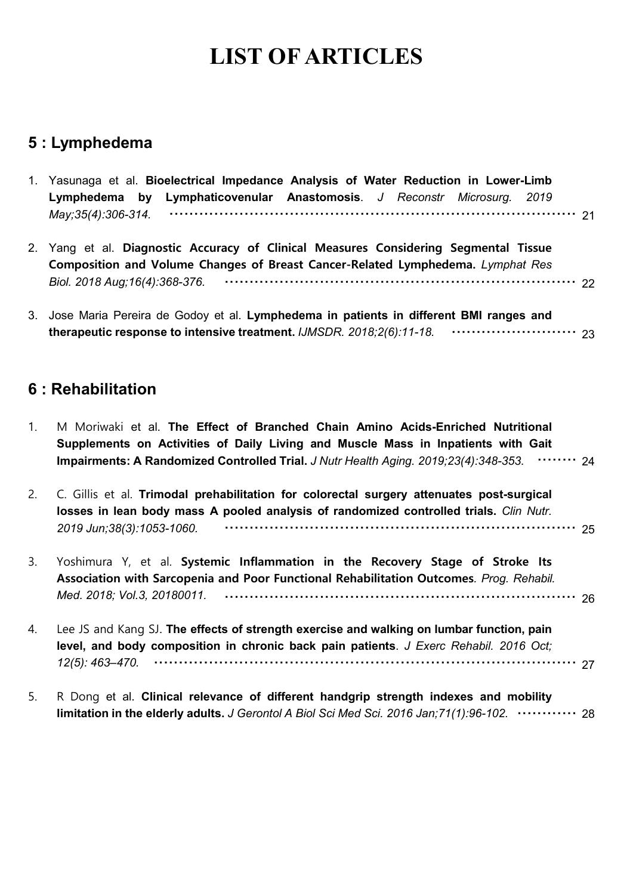# LIST OF ARTICLES

## 5 : Lymphedema

1. Yasunaga et al. **Bioelectrical Impedance Analysis of Water Reduction in Lower-Limb Lymphedema by Lymphaticovenular Anastomosis**. *J Reconstr Microsurg. 2019 May;35(4):306-314.* ········· 21

2. Yang et al. **Diagnostic Accuracy of Clinical Measures Considering Segmental Tissue Composition and Volume Changes of Breast Cancer-Related Lymphedema.** *Lymphat Res Biol. 2018 Aug;16(4):368-376.* ········· 22

3. Jose Maria Pereira de Godoy et al. **Lymphedema in patients in different BMI ranges and therapeutic response to intensive treatment.** *IJMSDR. 2018;2(6):11-18.* ········· 23

## 6 : Rehabilitation

1. M Moriwaki et al. **The Effect of Branched Chain Amino Acids-Enriched Nutritional Supplements on Activities of Daily Living and Muscle Mass in Inpatients with Gait Impairments: A Randomized Controlled Trial.** *J Nutr Health Aging. 2019;23(4):348-353.* ········· 24

2. C. Gillis et al. **Trimodal prehabilitation for colorectal surgery attenuates post-surgical losses in lean body mass A pooled analysis of randomized controlled trials.** *Clin Nutr. 2019 Jun;38(3):1053-1060.* ········· 25

3. Yoshimura Y, et al. **Systemic Inflammation in the Recovery Stage of Stroke Its Association with Sarcopenia and Poor Functional Rehabilitation Outcomes**. *Prog. Rehabil. Med. 2018; Vol.3, 20180011.* ········· 26

4. Lee JS and Kang SJ. **The effects of strength exercise and walking on lumbar function, pain level, and body composition in chronic back pain patients**. *J Exerc Rehabil. 2016 Oct; 12(5): 463–470.* ········· 27

5. R Dong et al. **Clinical relevance of different handgrip strength indexes and mobility limitation in the elderly adults.** *J Gerontol A Biol Sci Med Sci. 2016 Jan;71(1):96-102.* ········· 28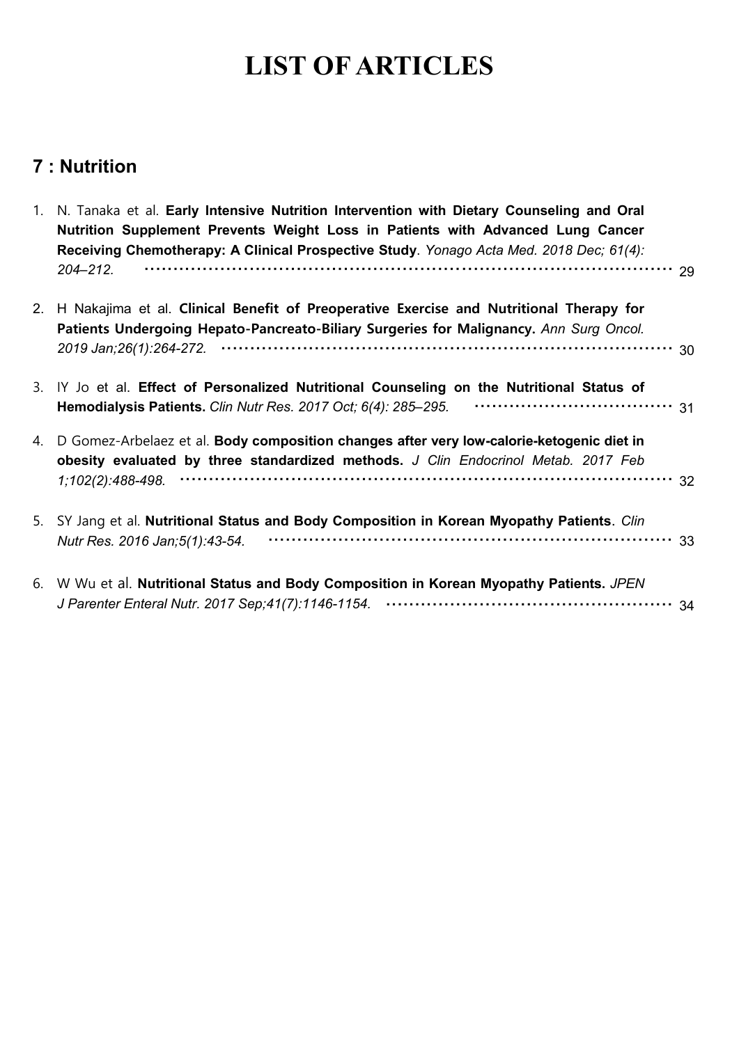# LIST OF ARTICLES

## 7 : Nutrition

1. N. Tanaka et al. **Early Intensive Nutrition Intervention with Dietary Counseling and Oral Nutrition Supplement Prevents Weight Loss in Patients with Advanced Lung Cancer Receiving Chemotherapy: A Clinical Prospective Study**. *Yonago Acta Med. 2018 Dec; 61(4): 204–212.* ············ 29

2. H Nakajima et al. **Clinical Benefit of Preoperative Exercise and Nutritional Therapy for Patients Undergoing Hepato-Pancreato-Biliary Surgeries for Malignancy.** *Ann Surg Oncol. 2019 Jan;26(1):264-272.* ············ 30

3. IY Jo et al. **Effect of Personalized Nutritional Counseling on the Nutritional Status of Hemodialysis Patients.** *Clin Nutr Res. 2017 Oct; 6(4): 285–295.* ············ 31

4. D Gomez-Arbelaez et al. **Body composition changes after very low-calorie-ketogenic diet in obesity evaluated by three standardized methods.** *J Clin Endocrinol Metab. 2017 Feb 1;102(2):488-498.* ············ 32

5. SY Jang et al. **Nutritional Status and Body Composition in Korean Myopathy Patients**. *Clin Nutr Res. 2016 Jan;5(1):43-54.* ············ 33

6. W Wu et al. **Nutritional Status and Body Composition in Korean Myopathy Patients.** *JPEN J Parenter Enteral Nutr. 2017 Sep;41(7):1146-1154.* ············ 34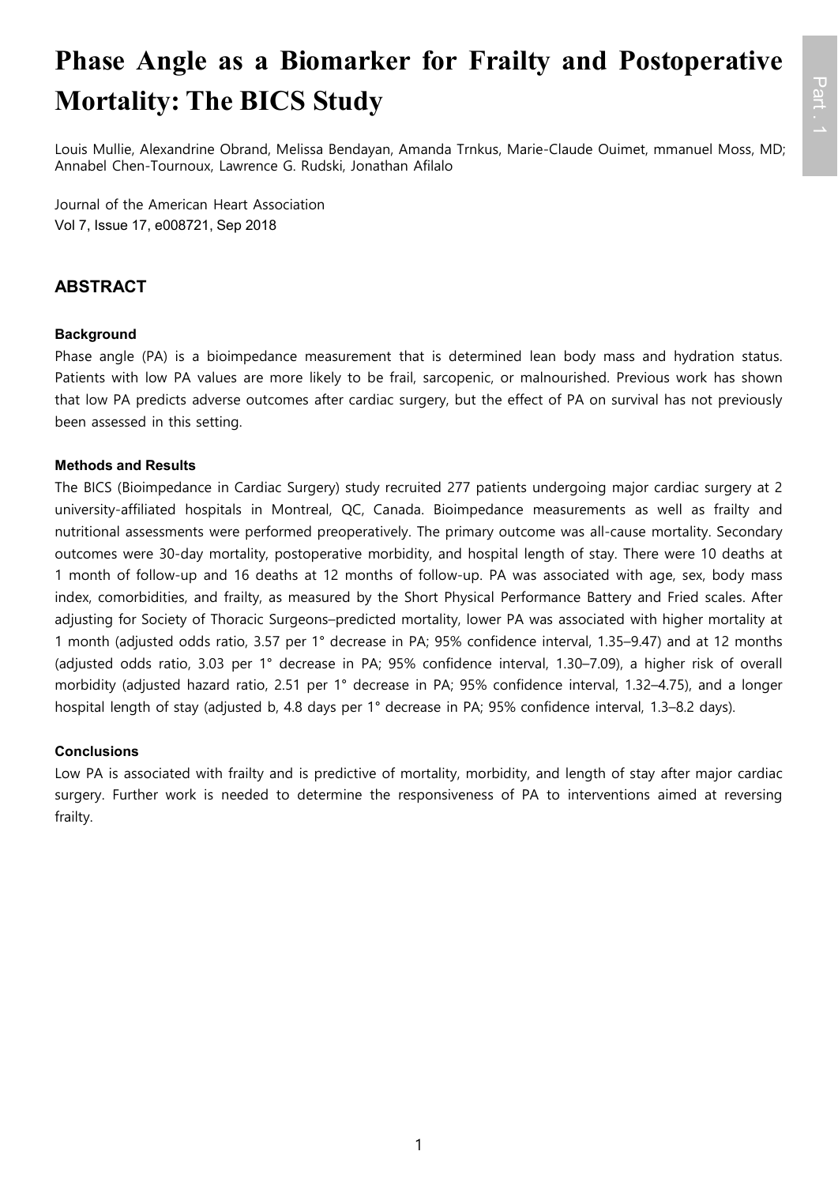# Phase Angle as a Biomarker for Frailty and Postoperative Mortality: The BICS Study

Louis Mullie, Alexandrine Obrand, Melissa Bendayan, Amanda Trnkus, Marie-Claude Ouimet, mmanuel Moss, MD; Annabel Chen-Tournoux, Lawrence G. Rudski, Jonathan Afilalo

Journal of the American Heart Association
Vol 7, Issue 17, e008721, Sep 2018

## ABSTRACT

### Background

Phase angle (PA) is a bioimpedance measurement that is determined lean body mass and hydration status. Patients with low PA values are more likely to be frail, sarcopenic, or malnourished. Previous work has shown that low PA predicts adverse outcomes after cardiac surgery, but the effect of PA on survival has not previously been assessed in this setting.

### Methods and Results

The BICS (Bioimpedance in Cardiac Surgery) study recruited 277 patients undergoing major cardiac surgery at 2 university-affiliated hospitals in Montreal, QC, Canada. Bioimpedance measurements as well as frailty and nutritional assessments were performed preoperatively. The primary outcome was all-cause mortality. Secondary outcomes were 30-day mortality, postoperative morbidity, and hospital length of stay. There were 10 deaths at 1 month of follow-up and 16 deaths at 12 months of follow-up. PA was associated with age, sex, body mass index, comorbidities, and frailty, as measured by the Short Physical Performance Battery and Fried scales. After adjusting for Society of Thoracic Surgeons–predicted mortality, lower PA was associated with higher mortality at 1 month (adjusted odds ratio, 3.57 per 1° decrease in PA; 95% confidence interval, 1.35–9.47) and at 12 months (adjusted odds ratio, 3.03 per 1° decrease in PA; 95% confidence interval, 1.30–7.09), a higher risk of overall morbidity (adjusted hazard ratio, 2.51 per 1° decrease in PA; 95% confidence interval, 1.32–4.75), and a longer hospital length of stay (adjusted b, 4.8 days per 1° decrease in PA; 95% confidence interval, 1.3–8.2 days).

### Conclusions

Low PA is associated with frailty and is predictive of mortality, morbidity, and length of stay after major cardiac surgery. Further work is needed to determine the responsiveness of PA to interventions aimed at reversing frailty.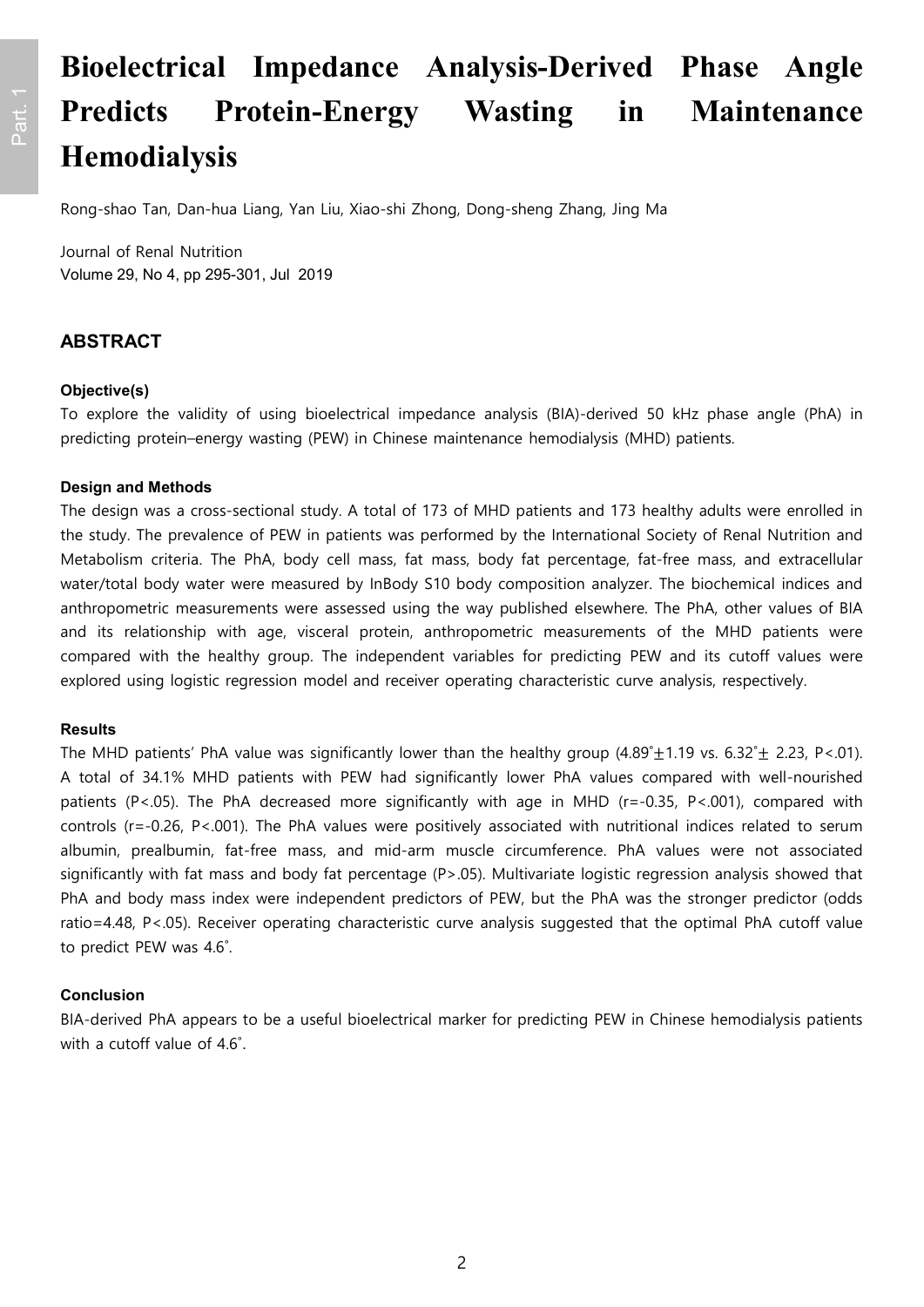# Bioelectrical Impedance Analysis-Derived Phase Angle Predicts Protein-Energy Wasting in Maintenance Hemodialysis

Rong-shao Tan, Dan-hua Liang, Yan Liu, Xiao-shi Zhong, Dong-sheng Zhang, Jing Ma

Journal of Renal Nutrition
Volume 29, No 4, pp 295-301, Jul 2019

## ABSTRACT

### Objective(s)

To explore the validity of using bioelectrical impedance analysis (BIA)-derived 50 kHz phase angle (PhA) in predicting protein–energy wasting (PEW) in Chinese maintenance hemodialysis (MHD) patients.

### Design and Methods

The design was a cross-sectional study. A total of 173 of MHD patients and 173 healthy adults were enrolled in the study. The prevalence of PEW in patients was performed by the International Society of Renal Nutrition and Metabolism criteria. The PhA, body cell mass, fat mass, body fat percentage, fat-free mass, and extracellular water/total body water were measured by InBody S10 body composition analyzer. The biochemical indices and anthropometric measurements were assessed using the way published elsewhere. The PhA, other values of BIA and its relationship with age, visceral protein, anthropometric measurements of the MHD patients were compared with the healthy group. The independent variables for predicting PEW and its cutoff values were explored using logistic regression model and receiver operating characteristic curve analysis, respectively.

### Results

The MHD patients' PhA value was significantly lower than the healthy group (4.89°±1.19 vs. 6.32°± 2.23, P<.01). A total of 34.1% MHD patients with PEW had significantly lower PhA values compared with well-nourished patients (P<.05). The PhA decreased more significantly with age in MHD (r=-0.35, P<.001), compared with controls (r=-0.26, P<.001). The PhA values were positively associated with nutritional indices related to serum albumin, prealbumin, fat-free mass, and mid-arm muscle circumference. PhA values were not associated significantly with fat mass and body fat percentage (P>.05). Multivariate logistic regression analysis showed that PhA and body mass index were independent predictors of PEW, but the PhA was the stronger predictor (odds ratio=4.48, P<.05). Receiver operating characteristic curve analysis suggested that the optimal PhA cutoff value to predict PEW was 4.6°.

### Conclusion

BIA-derived PhA appears to be a useful bioelectrical marker for predicting PEW in Chinese hemodialysis patients with a cutoff value of 4.6°.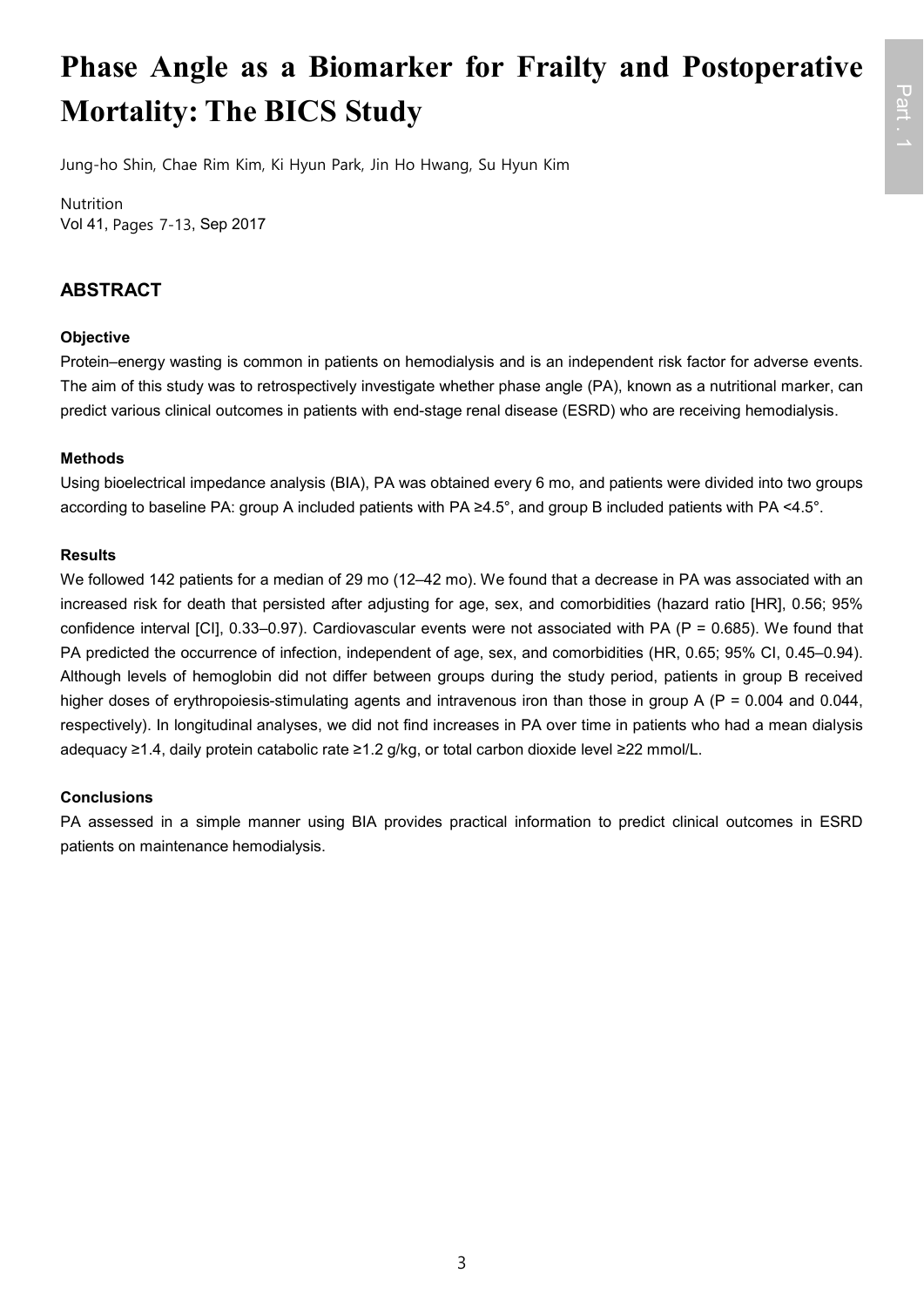# Phase Angle as a Biomarker for Frailty and Postoperative Mortality: The BICS Study

Jung-ho Shin, Chae Rim Kim, Ki Hyun Park, Jin Ho Hwang, Su Hyun Kim

Nutrition
Vol 41, Pages 7-13, Sep 2017

## ABSTRACT

### Objective

Protein–energy wasting is common in patients on hemodialysis and is an independent risk factor for adverse events. The aim of this study was to retrospectively investigate whether phase angle (PA), known as a nutritional marker, can predict various clinical outcomes in patients with end-stage renal disease (ESRD) who are receiving hemodialysis.

### Methods

Using bioelectrical impedance analysis (BIA), PA was obtained every 6 mo, and patients were divided into two groups according to baseline PA: group A included patients with PA ≥4.5°, and group B included patients with PA <4.5°.

### Results

We followed 142 patients for a median of 29 mo (12–42 mo). We found that a decrease in PA was associated with an increased risk for death that persisted after adjusting for age, sex, and comorbidities (hazard ratio [HR], 0.56; 95% confidence interval [CI], 0.33–0.97). Cardiovascular events were not associated with PA ($P = 0.685$). We found that PA predicted the occurrence of infection, independent of age, sex, and comorbidities (HR, 0.65; 95% CI, 0.45–0.94). Although levels of hemoglobin did not differ between groups during the study period, patients in group B received higher doses of erythropoiesis-stimulating agents and intravenous iron than those in group A ($P = 0.004$ and 0.044, respectively). In longitudinal analyses, we did not find increases in PA over time in patients who had a mean dialysis adequacy ≥1.4, daily protein catabolic rate ≥1.2 g/kg, or total carbon dioxide level ≥22 mmol/L.

### Conclusions

PA assessed in a simple manner using BIA provides practical information to predict clinical outcomes in ESRD patients on maintenance hemodialysis.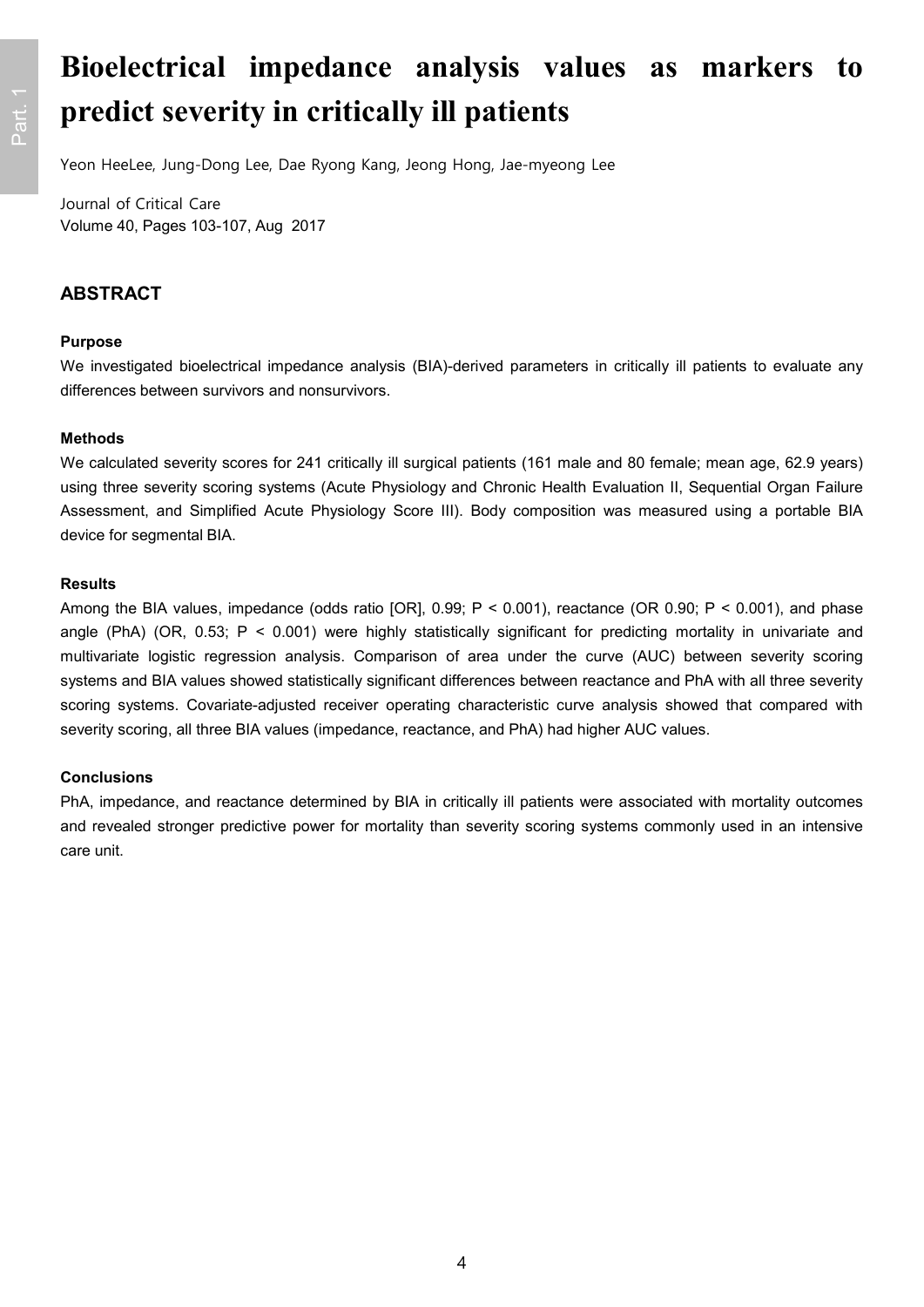# Bioelectrical impedance analysis values as markers to predict severity in critically ill patients

Yeon HeeLee, Jung-Dong Lee, Dae Ryong Kang, Jeong Hong, Jae-myeong Lee

Journal of Critical Care
Volume 40, Pages 103-107, Aug 2017

## ABSTRACT

### Purpose

We investigated bioelectrical impedance analysis (BIA)-derived parameters in critically ill patients to evaluate any differences between survivors and nonsurvivors.

### Methods

We calculated severity scores for 241 critically ill surgical patients (161 male and 80 female; mean age, 62.9 years) using three severity scoring systems (Acute Physiology and Chronic Health Evaluation II, Sequential Organ Failure Assessment, and Simplified Acute Physiology Score III). Body composition was measured using a portable BIA device for segmental BIA.

### Results

Among the BIA values, impedance (odds ratio [OR], 0.99; $P < 0.001$), reactance (OR 0.90; $P < 0.001$), and phase angle (PhA) (OR, 0.53; $P < 0.001$) were highly statistically significant for predicting mortality in univariate and multivariate logistic regression analysis. Comparison of area under the curve (AUC) between severity scoring systems and BIA values showed statistically significant differences between reactance and PhA with all three severity scoring systems. Covariate-adjusted receiver operating characteristic curve analysis showed that compared with severity scoring, all three BIA values (impedance, reactance, and PhA) had higher AUC values.

### Conclusions

PhA, impedance, and reactance determined by BIA in critically ill patients were associated with mortality outcomes and revealed stronger predictive power for mortality than severity scoring systems commonly used in an intensive care unit.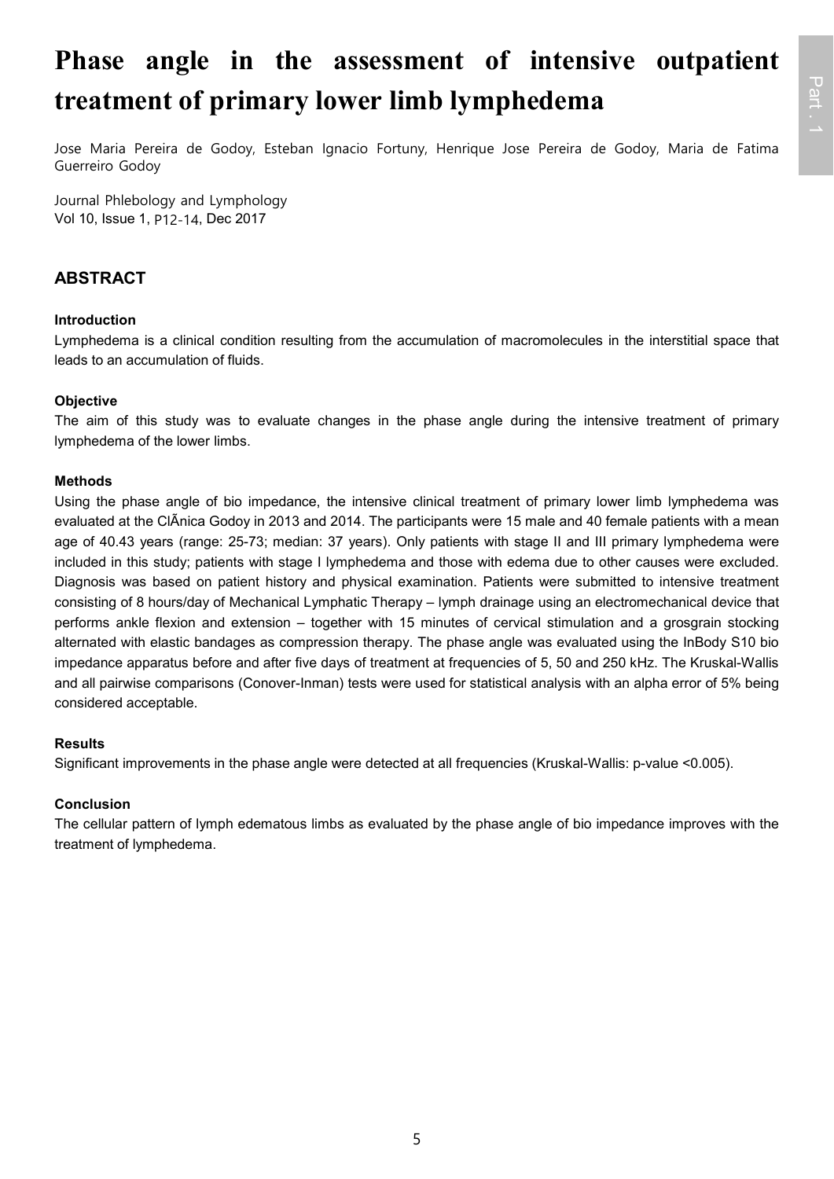# Phase angle in the assessment of intensive outpatient treatment of primary lower limb lymphedema

Jose Maria Pereira de Godoy, Esteban Ignacio Fortuny, Henrique Jose Pereira de Godoy, Maria de Fatima Guerreiro Godoy

Journal Phlebology and Lymphology
Vol 10, Issue 1, P12-14, Dec 2017

## ABSTRACT

### Introduction

Lymphedema is a clinical condition resulting from the accumulation of macromolecules in the interstitial space that leads to an accumulation of fluids.

### Objective

The aim of this study was to evaluate changes in the phase angle during the intensive treatment of primary lymphedema of the lower limbs.

### Methods

Using the phase angle of bio impedance, the intensive clinical treatment of primary lower limb lymphedema was evaluated at the ClÃnica Godoy in 2013 and 2014. The participants were 15 male and 40 female patients with a mean age of 40.43 years (range: 25-73; median: 37 years). Only patients with stage II and III primary lymphedema were included in this study; patients with stage I lymphedema and those with edema due to other causes were excluded. Diagnosis was based on patient history and physical examination. Patients were submitted to intensive treatment consisting of 8 hours/day of Mechanical Lymphatic Therapy – lymph drainage using an electromechanical device that performs ankle flexion and extension – together with 15 minutes of cervical stimulation and a grosgrain stocking alternated with elastic bandages as compression therapy. The phase angle was evaluated using the InBody S10 bio impedance apparatus before and after five days of treatment at frequencies of 5, 50 and 250 kHz. The Kruskal-Wallis and all pairwise comparisons (Conover-Inman) tests were used for statistical analysis with an alpha error of 5% being considered acceptable.

### Results

Significant improvements in the phase angle were detected at all frequencies (Kruskal-Wallis: p-value <0.005).

### Conclusion

The cellular pattern of lymph edematous limbs as evaluated by the phase angle of bio impedance improves with the treatment of lymphedema.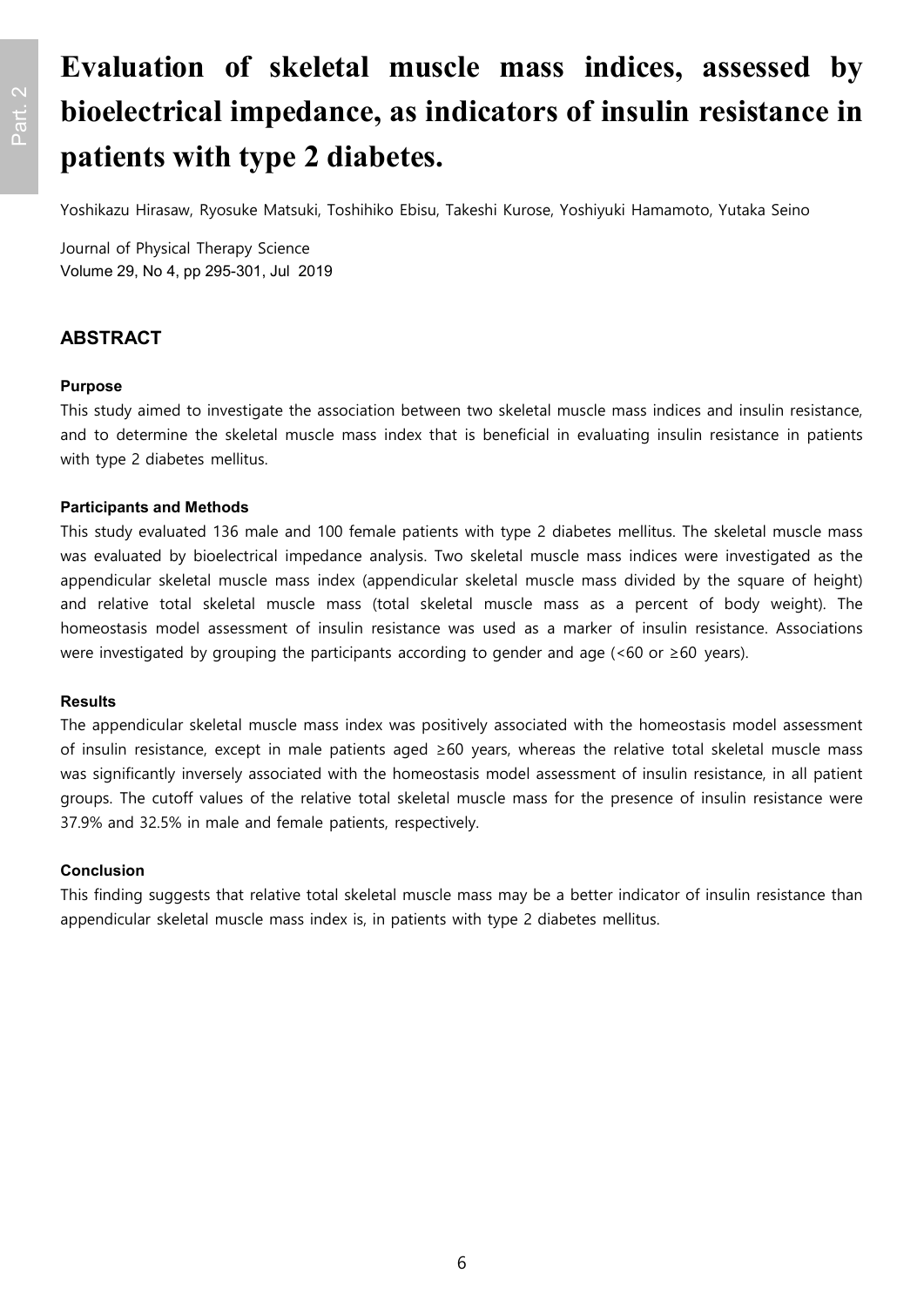# Evaluation of skeletal muscle mass indices, assessed by bioelectrical impedance, as indicators of insulin resistance in patients with type 2 diabetes.

Yoshikazu Hirasaw, Ryosuke Matsuki, Toshihiko Ebisu, Takeshi Kurose, Yoshiyuki Hamamoto, Yutaka Seino

Journal of Physical Therapy Science
Volume 29, No 4, pp 295-301, Jul 2019

## ABSTRACT

### Purpose

This study aimed to investigate the association between two skeletal muscle mass indices and insulin resistance, and to determine the skeletal muscle mass index that is beneficial in evaluating insulin resistance in patients with type 2 diabetes mellitus.

### Participants and Methods

This study evaluated 136 male and 100 female patients with type 2 diabetes mellitus. The skeletal muscle mass was evaluated by bioelectrical impedance analysis. Two skeletal muscle mass indices were investigated as the appendicular skeletal muscle mass index (appendicular skeletal muscle mass divided by the square of height) and relative total skeletal muscle mass (total skeletal muscle mass as a percent of body weight). The homeostasis model assessment of insulin resistance was used as a marker of insulin resistance. Associations were investigated by grouping the participants according to gender and age (<60 or ≥60 years).

### Results

The appendicular skeletal muscle mass index was positively associated with the homeostasis model assessment of insulin resistance, except in male patients aged ≥60 years, whereas the relative total skeletal muscle mass was significantly inversely associated with the homeostasis model assessment of insulin resistance, in all patient groups. The cutoff values of the relative total skeletal muscle mass for the presence of insulin resistance were 37.9% and 32.5% in male and female patients, respectively.

### Conclusion

This finding suggests that relative total skeletal muscle mass may be a better indicator of insulin resistance than appendicular skeletal muscle mass index is, in patients with type 2 diabetes mellitus.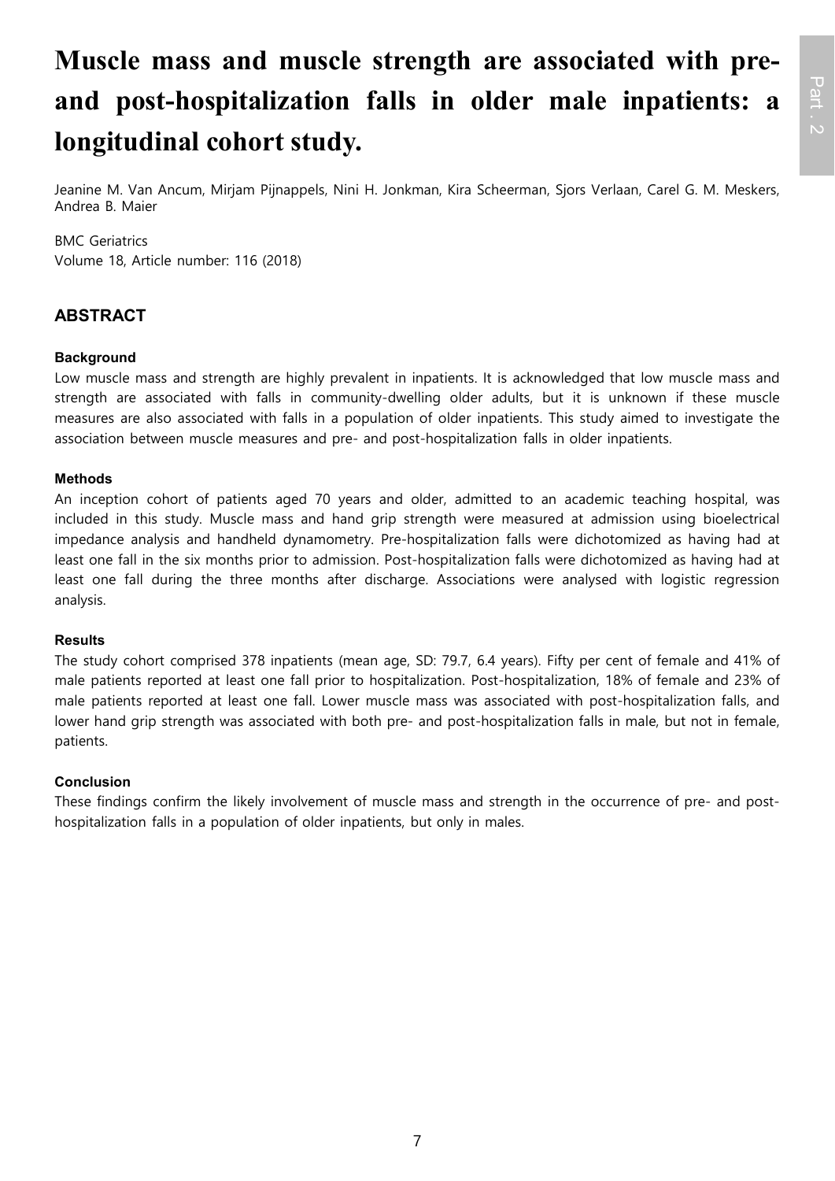# Muscle mass and muscle strength are associated with pre- and post-hospitalization falls in older male inpatients: a longitudinal cohort study.

Jeanine M. Van Ancum, Mirjam Pijnappels, Nini H. Jonkman, Kira Scheerman, Sjors Verlaan, Carel G. M. Meskers, Andrea B. Maier

BMC Geriatrics
Volume 18, Article number: 116 (2018)

## ABSTRACT

### Background

Low muscle mass and strength are highly prevalent in inpatients. It is acknowledged that low muscle mass and strength are associated with falls in community-dwelling older adults, but it is unknown if these muscle measures are also associated with falls in a population of older inpatients. This study aimed to investigate the association between muscle measures and pre- and post-hospitalization falls in older inpatients.

### Methods

An inception cohort of patients aged 70 years and older, admitted to an academic teaching hospital, was included in this study. Muscle mass and hand grip strength were measured at admission using bioelectrical impedance analysis and handheld dynamometry. Pre-hospitalization falls were dichotomized as having had at least one fall in the six months prior to admission. Post-hospitalization falls were dichotomized as having had at least one fall during the three months after discharge. Associations were analysed with logistic regression analysis.

### Results

The study cohort comprised 378 inpatients (mean age, SD: 79.7, 6.4 years). Fifty per cent of female and 41% of male patients reported at least one fall prior to hospitalization. Post-hospitalization, 18% of female and 23% of male patients reported at least one fall. Lower muscle mass was associated with post-hospitalization falls, and lower hand grip strength was associated with both pre- and post-hospitalization falls in male, but not in female, patients.

### Conclusion

These findings confirm the likely involvement of muscle mass and strength in the occurrence of pre- and post-hospitalization falls in a population of older inpatients, but only in males.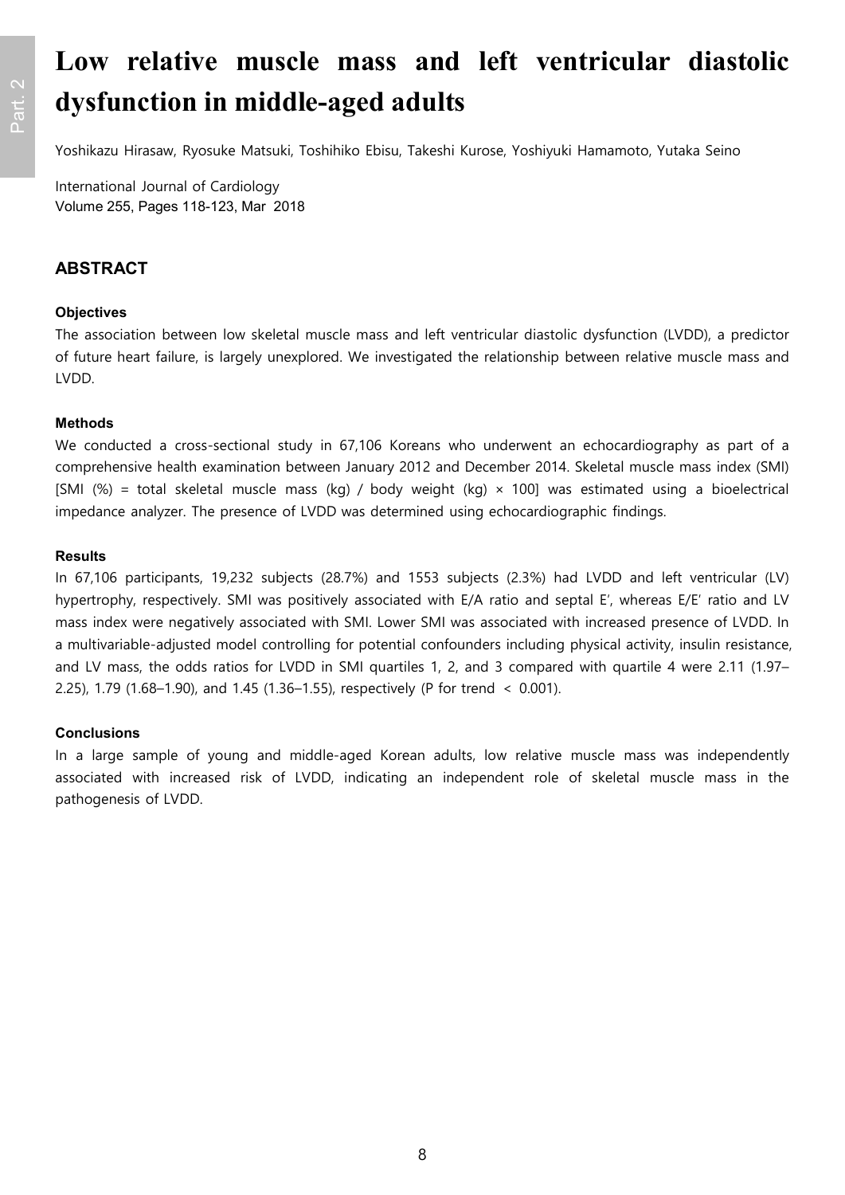# Low relative muscle mass and left ventricular diastolic dysfunction in middle-aged adults

Yoshikazu Hirasaw, Ryosuke Matsuki, Toshihiko Ebisu, Takeshi Kurose, Yoshiyuki Hamamoto, Yutaka Seino

International Journal of Cardiology
Volume 255, Pages 118-123, Mar 2018

## ABSTRACT

### Objectives

The association between low skeletal muscle mass and left ventricular diastolic dysfunction (LVDD), a predictor of future heart failure, is largely unexplored. We investigated the relationship between relative muscle mass and LVDD.

### Methods

We conducted a cross-sectional study in 67,106 Koreans who underwent an echocardiography as part of a comprehensive health examination between January 2012 and December 2014. Skeletal muscle mass index (SMI) [SMI (%) = total skeletal muscle mass (kg) / body weight (kg) × 100] was estimated using a bioelectrical impedance analyzer. The presence of LVDD was determined using echocardiographic findings.

### Results

In 67,106 participants, 19,232 subjects (28.7%) and 1553 subjects (2.3%) had LVDD and left ventricular (LV) hypertrophy, respectively. SMI was positively associated with E/A ratio and septal E′, whereas E/E′ ratio and LV mass index were negatively associated with SMI. Lower SMI was associated with increased presence of LVDD. In a multivariable-adjusted model controlling for potential confounders including physical activity, insulin resistance, and LV mass, the odds ratios for LVDD in SMI quartiles 1, 2, and 3 compared with quartile 4 were 2.11 (1.97–2.25), 1.79 (1.68–1.90), and 1.45 (1.36–1.55), respectively (P for trend $< 0.001$).

### Conclusions

In a large sample of young and middle-aged Korean adults, low relative muscle mass was independently associated with increased risk of LVDD, indicating an independent role of skeletal muscle mass in the pathogenesis of LVDD.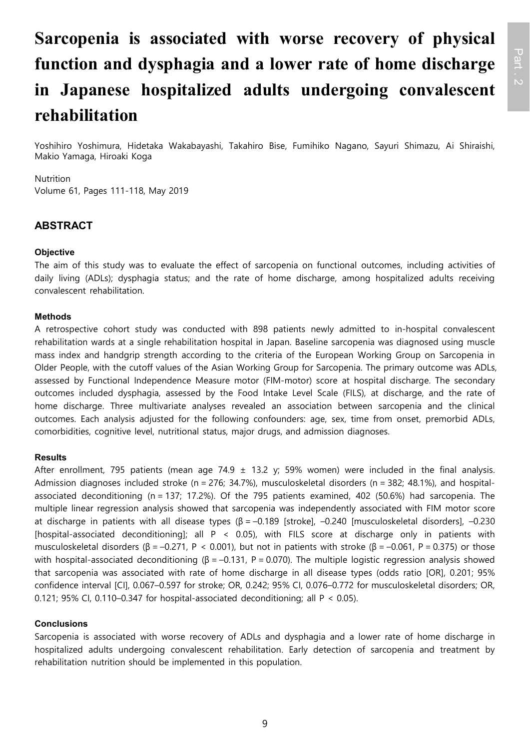# Sarcopenia is associated with worse recovery of physical function and dysphagia and a lower rate of home discharge in Japanese hospitalized adults undergoing convalescent rehabilitation

Yoshihiro Yoshimura, Hidetaka Wakabayashi, Takahiro Bise, Fumihiko Nagano, Sayuri Shimazu, Ai Shiraishi, Makio Yamaga, Hiroaki Koga

Nutrition
Volume 61, Pages 111-118, May 2019

## ABSTRACT

### Objective

The aim of this study was to evaluate the effect of sarcopenia on functional outcomes, including activities of daily living (ADLs); dysphagia status; and the rate of home discharge, among hospitalized adults receiving convalescent rehabilitation.

### Methods

A retrospective cohort study was conducted with 898 patients newly admitted to in-hospital convalescent rehabilitation wards at a single rehabilitation hospital in Japan. Baseline sarcopenia was diagnosed using muscle mass index and handgrip strength according to the criteria of the European Working Group on Sarcopenia in Older People, with the cutoff values of the Asian Working Group for Sarcopenia. The primary outcome was ADLs, assessed by Functional Independence Measure motor (FIM-motor) score at hospital discharge. The secondary outcomes included dysphagia, assessed by the Food Intake Level Scale (FILS), at discharge, and the rate of home discharge. Three multivariate analyses revealed an association between sarcopenia and the clinical outcomes. Each analysis adjusted for the following confounders: age, sex, time from onset, premorbid ADLs, comorbidities, cognitive level, nutritional status, major drugs, and admission diagnoses.

### Results

After enrollment, 795 patients (mean age 74.9 ± 13.2 y; 59% women) were included in the final analysis. Admission diagnoses included stroke (n = 276; 34.7%), musculoskeletal disorders (n = 382; 48.1%), and hospital-associated deconditioning (n = 137; 17.2%). Of the 795 patients examined, 402 (50.6%) had sarcopenia. The multiple linear regression analysis showed that sarcopenia was independently associated with FIM motor score at discharge in patients with all disease types (β = –0.189 [stroke], –0.240 [musculoskeletal disorders], –0.230 [hospital-associated deconditioning]; all $P < 0.05$), with FILS score at discharge only in patients with musculoskeletal disorders (β = –0.271, $P < 0.001$), but not in patients with stroke (β = –0.061, $P = 0.375$) or those with hospital-associated deconditioning (β = –0.131, $P = 0.070$). The multiple logistic regression analysis showed that sarcopenia was associated with rate of home discharge in all disease types (odds ratio [OR], 0.201; 95% confidence interval [CI], 0.067–0.597 for stroke; OR, 0.242; 95% CI, 0.076–0.772 for musculoskeletal disorders; OR, 0.121; 95% CI, 0.110–0.347 for hospital-associated deconditioning; all $P < 0.05$).

### Conclusions

Sarcopenia is associated with worse recovery of ADLs and dysphagia and a lower rate of home discharge in hospitalized adults undergoing convalescent rehabilitation. Early detection of sarcopenia and treatment by rehabilitation nutrition should be implemented in this population.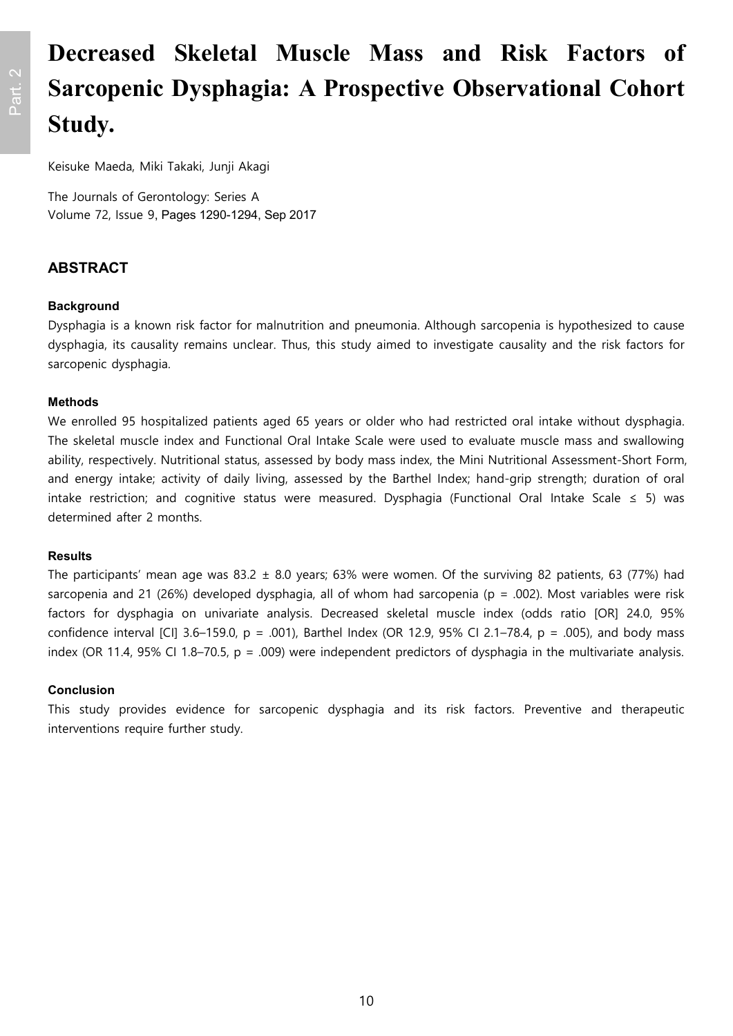# Decreased Skeletal Muscle Mass and Risk Factors of Sarcopenic Dysphagia: A Prospective Observational Cohort Study.

Keisuke Maeda, Miki Takaki, Junji Akagi

The Journals of Gerontology: Series A
Volume 72, Issue 9, Pages 1290-1294, Sep 2017

## ABSTRACT

### Background

Dysphagia is a known risk factor for malnutrition and pneumonia. Although sarcopenia is hypothesized to cause dysphagia, its causality remains unclear. Thus, this study aimed to investigate causality and the risk factors for sarcopenic dysphagia.

### Methods

We enrolled 95 hospitalized patients aged 65 years or older who had restricted oral intake without dysphagia. The skeletal muscle index and Functional Oral Intake Scale were used to evaluate muscle mass and swallowing ability, respectively. Nutritional status, assessed by body mass index, the Mini Nutritional Assessment-Short Form, and energy intake; activity of daily living, assessed by the Barthel Index; hand-grip strength; duration of oral intake restriction; and cognitive status were measured. Dysphagia (Functional Oral Intake Scale $\leq$ 5) was determined after 2 months.

### Results

The participants' mean age was 83.2 $\pm$ 8.0 years; 63% were women. Of the surviving 82 patients, 63 (77%) had sarcopenia and 21 (26%) developed dysphagia, all of whom had sarcopenia ($p$ = .002). Most variables were risk factors for dysphagia on univariate analysis. Decreased skeletal muscle index (odds ratio [OR] 24.0, 95% confidence interval [CI] 3.6–159.0, $p$ = .001), Barthel Index (OR 12.9, 95% CI 2.1–78.4, $p$ = .005), and body mass index (OR 11.4, 95% CI 1.8–70.5, $p$ = .009) were independent predictors of dysphagia in the multivariate analysis.

### Conclusion

This study provides evidence for sarcopenic dysphagia and its risk factors. Preventive and therapeutic interventions require further study.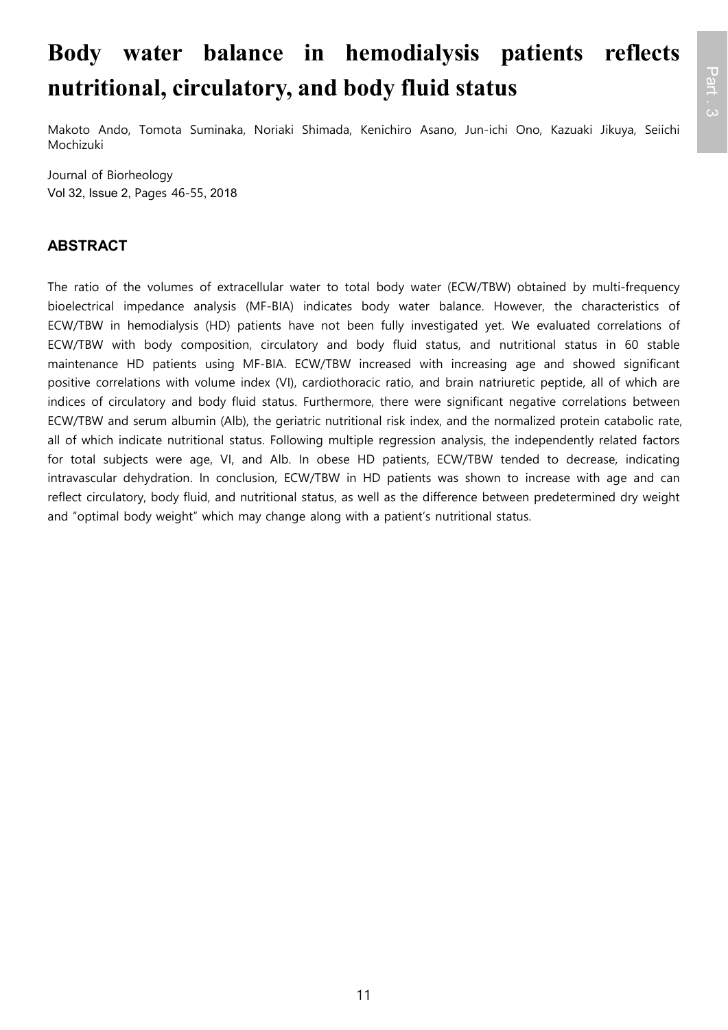# Body water balance in hemodialysis patients reflects nutritional, circulatory, and body fluid status

Makoto Ando, Tomota Suminaka, Noriaki Shimada, Kenichiro Asano, Jun-ichi Ono, Kazuaki Jikuya, Seiichi Mochizuki

Journal of Biorheology
Vol 32, Issue 2, Pages 46-55, 2018

## ABSTRACT

The ratio of the volumes of extracellular water to total body water (ECW/TBW) obtained by multi-frequency bioelectrical impedance analysis (MF-BIA) indicates body water balance. However, the characteristics of ECW/TBW in hemodialysis (HD) patients have not been fully investigated yet. We evaluated correlations of ECW/TBW with body composition, circulatory and body fluid status, and nutritional status in 60 stable maintenance HD patients using MF-BIA. ECW/TBW increased with increasing age and showed significant positive correlations with volume index (VI), cardiothoracic ratio, and brain natriuretic peptide, all of which are indices of circulatory and body fluid status. Furthermore, there were significant negative correlations between ECW/TBW and serum albumin (Alb), the geriatric nutritional risk index, and the normalized protein catabolic rate, all of which indicate nutritional status. Following multiple regression analysis, the independently related factors for total subjects were age, VI, and Alb. In obese HD patients, ECW/TBW tended to decrease, indicating intravascular dehydration. In conclusion, ECW/TBW in HD patients was shown to increase with age and can reflect circulatory, body fluid, and nutritional status, as well as the difference between predetermined dry weight and "optimal body weight" which may change along with a patient's nutritional status.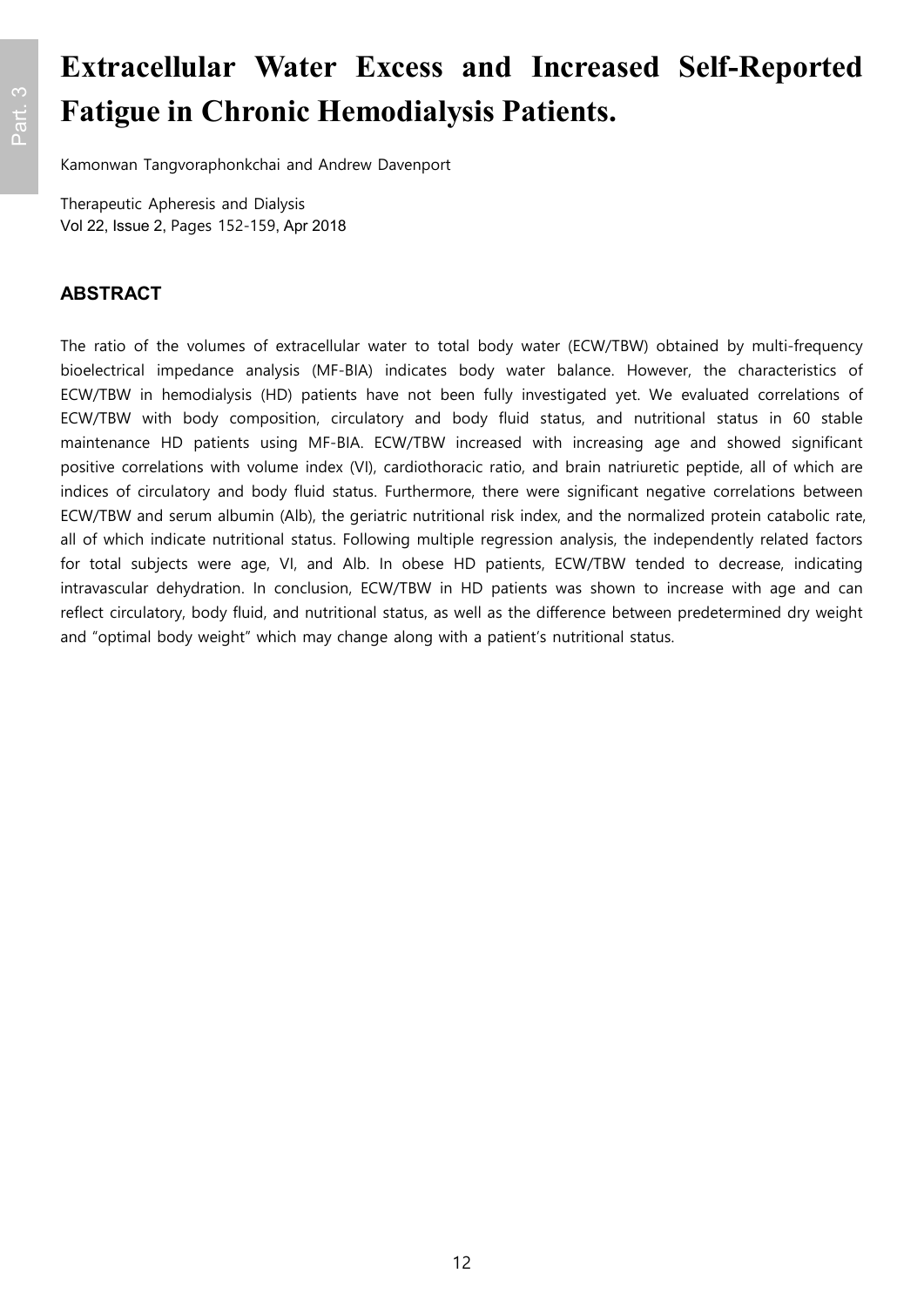# Extracellular Water Excess and Increased Self-Reported Fatigue in Chronic Hemodialysis Patients.

Kamonwan Tangvoraphonkchai and Andrew Davenport

Therapeutic Apheresis and Dialysis
Vol 22, Issue 2, Pages 152-159, Apr 2018

## ABSTRACT

The ratio of the volumes of extracellular water to total body water (ECW/TBW) obtained by multi-frequency bioelectrical impedance analysis (MF-BIA) indicates body water balance. However, the characteristics of ECW/TBW in hemodialysis (HD) patients have not been fully investigated yet. We evaluated correlations of ECW/TBW with body composition, circulatory and body fluid status, and nutritional status in 60 stable maintenance HD patients using MF-BIA. ECW/TBW increased with increasing age and showed significant positive correlations with volume index (VI), cardiothoracic ratio, and brain natriuretic peptide, all of which are indices of circulatory and body fluid status. Furthermore, there were significant negative correlations between ECW/TBW and serum albumin (Alb), the geriatric nutritional risk index, and the normalized protein catabolic rate, all of which indicate nutritional status. Following multiple regression analysis, the independently related factors for total subjects were age, VI, and Alb. In obese HD patients, ECW/TBW tended to decrease, indicating intravascular dehydration. In conclusion, ECW/TBW in HD patients was shown to increase with age and can reflect circulatory, body fluid, and nutritional status, as well as the difference between predetermined dry weight and "optimal body weight" which may change along with a patient's nutritional status.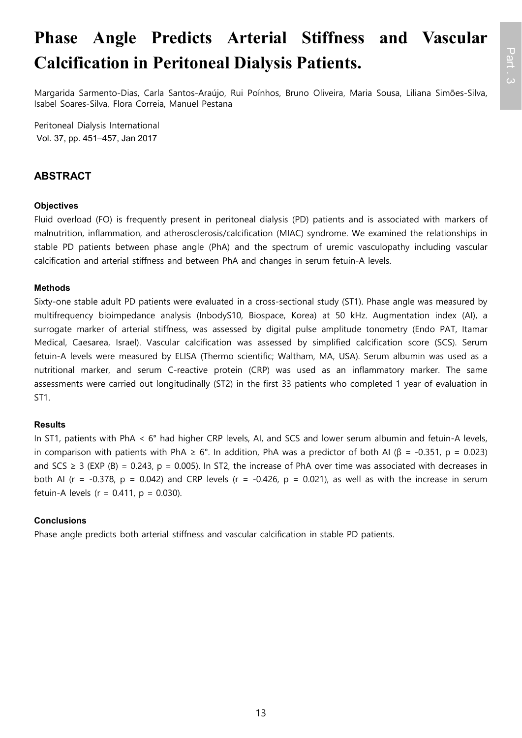# Phase Angle Predicts Arterial Stiffness and Vascular Calcification in Peritoneal Dialysis Patients.

Margarida Sarmento-Dias, Carla Santos-Araújo, Rui Poínhos, Bruno Oliveira, Maria Sousa, Liliana Simões-Silva, Isabel Soares-Silva, Flora Correia, Manuel Pestana

Peritoneal Dialysis International
Vol. 37, pp. 451–457, Jan 2017

## ABSTRACT

### Objectives

Fluid overload (FO) is frequently present in peritoneal dialysis (PD) patients and is associated with markers of malnutrition, inflammation, and atherosclerosis/calcification (MIAC) syndrome. We examined the relationships in stable PD patients between phase angle (PhA) and the spectrum of uremic vasculopathy including vascular calcification and arterial stiffness and between PhA and changes in serum fetuin-A levels.

### Methods

Sixty-one stable adult PD patients were evaluated in a cross-sectional study (ST1). Phase angle was measured by multifrequency bioimpedance analysis (InbodyS10, Biospace, Korea) at 50 kHz. Augmentation index (AI), a surrogate marker of arterial stiffness, was assessed by digital pulse amplitude tonometry (Endo PAT, Itamar Medical, Caesarea, Israel). Vascular calcification was assessed by simplified calcification score (SCS). Serum fetuin-A levels were measured by ELISA (Thermo scientific; Waltham, MA, USA). Serum albumin was used as a nutritional marker, and serum C-reactive protein (CRP) was used as an inflammatory marker. The same assessments were carried out longitudinally (ST2) in the first 33 patients who completed 1 year of evaluation in ST1.

### Results

In ST1, patients with PhA $< 6°$ had higher CRP levels, AI, and SCS and lower serum albumin and fetuin-A levels, in comparison with patients with PhA $\geq 6°$. In addition, PhA was a predictor of both AI ($\beta = -0.351$, $p = 0.023$) and SCS $\geq 3$ (EXP (B) $= 0.243$, $p = 0.005$). In ST2, the increase of PhA over time was associated with decreases in both AI ($r = -0.378$, $p = 0.042$) and CRP levels ($r = -0.426$, $p = 0.021$), as well as with the increase in serum fetuin-A levels ($r = 0.411$, $p = 0.030$).

### Conclusions

Phase angle predicts both arterial stiffness and vascular calcification in stable PD patients.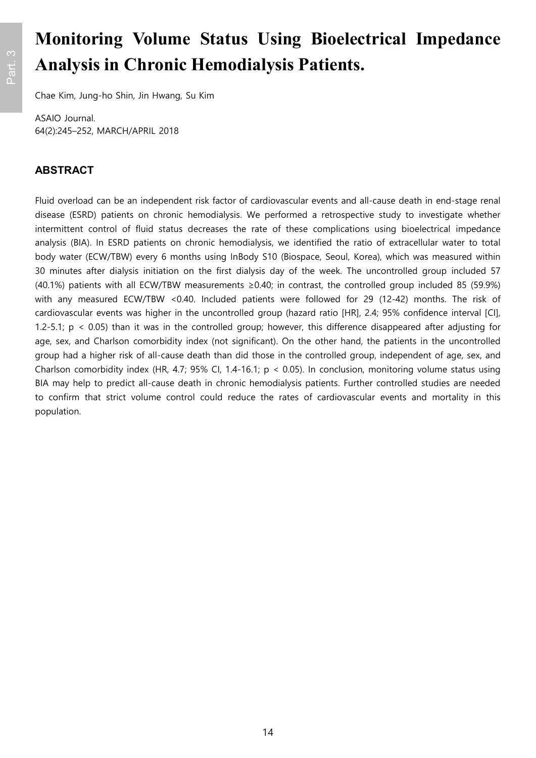# Monitoring Volume Status Using Bioelectrical Impedance Analysis in Chronic Hemodialysis Patients.

Chae Kim, Jung-ho Shin, Jin Hwang, Su Kim

ASAIO Journal.
64(2):245–252, MARCH/APRIL 2018

## ABSTRACT

Fluid overload can be an independent risk factor of cardiovascular events and all-cause death in end-stage renal disease (ESRD) patients on chronic hemodialysis. We performed a retrospective study to investigate whether intermittent control of fluid status decreases the rate of these complications using bioelectrical impedance analysis (BIA). In ESRD patients on chronic hemodialysis, we identified the ratio of extracellular water to total body water (ECW/TBW) every 6 months using InBody S10 (Biospace, Seoul, Korea), which was measured within 30 minutes after dialysis initiation on the first dialysis day of the week. The uncontrolled group included 57 (40.1%) patients with all ECW/TBW measurements ≥0.40; in contrast, the controlled group included 85 (59.9%) with any measured ECW/TBW <0.40. Included patients were followed for 29 (12-42) months. The risk of cardiovascular events was higher in the uncontrolled group (hazard ratio [HR], 2.4; 95% confidence interval [CI], 1.2-5.1; $p < 0.05$) than it was in the controlled group; however, this difference disappeared after adjusting for age, sex, and Charlson comorbidity index (not significant). On the other hand, the patients in the uncontrolled group had a higher risk of all-cause death than did those in the controlled group, independent of age, sex, and Charlson comorbidity index (HR, 4.7; 95% CI, 1.4-16.1; $p < 0.05$). In conclusion, monitoring volume status using BIA may help to predict all-cause death in chronic hemodialysis patients. Further controlled studies are needed to confirm that strict volume control could reduce the rates of cardiovascular events and mortality in this population.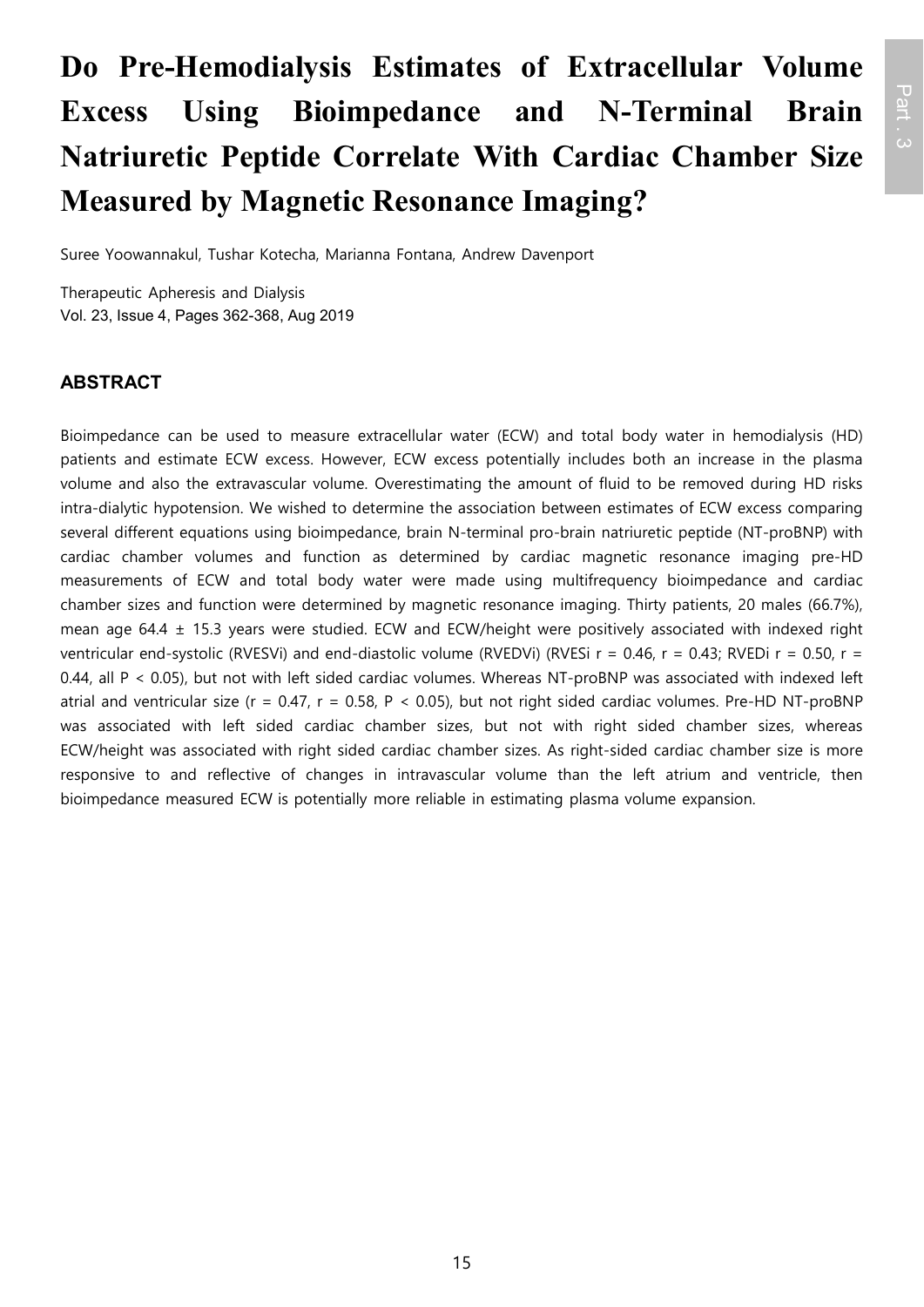# Do Pre-Hemodialysis Estimates of Extracellular Volume Excess Using Bioimpedance and N-Terminal Brain Natriuretic Peptide Correlate With Cardiac Chamber Size Measured by Magnetic Resonance Imaging?

Suree Yoowannakul, Tushar Kotecha, Marianna Fontana, Andrew Davenport

Therapeutic Apheresis and Dialysis
Vol. 23, Issue 4, Pages 362-368, Aug 2019

### ABSTRACT

Bioimpedance can be used to measure extracellular water (ECW) and total body water in hemodialysis (HD) patients and estimate ECW excess. However, ECW excess potentially includes both an increase in the plasma volume and also the extravascular volume. Overestimating the amount of fluid to be removed during HD risks intra-dialytic hypotension. We wished to determine the association between estimates of ECW excess comparing several different equations using bioimpedance, brain N-terminal pro-brain natriuretic peptide (NT-proBNP) with cardiac chamber volumes and function as determined by cardiac magnetic resonance imaging pre-HD measurements of ECW and total body water were made using multifrequency bioimpedance and cardiac chamber sizes and function were determined by magnetic resonance imaging. Thirty patients, 20 males (66.7%), mean age 64.4 ± 15.3 years were studied. ECW and ECW/height were positively associated with indexed right ventricular end-systolic (RVESVi) and end-diastolic volume (RVEDVi) (RVESi $r = 0.46$, $r = 0.43$; RVEDi $r = 0.50$, $r = 0.44$, all $P < 0.05$), but not with left sided cardiac volumes. Whereas NT-proBNP was associated with indexed left atrial and ventricular size ($r = 0.47$, $r = 0.58$, $P < 0.05$), but not right sided cardiac volumes. Pre-HD NT-proBNP was associated with left sided cardiac chamber sizes, but not with right sided chamber sizes, whereas ECW/height was associated with right sided cardiac chamber sizes. As right-sided cardiac chamber size is more responsive to and reflective of changes in intravascular volume than the left atrium and ventricle, then bioimpedance measured ECW is potentially more reliable in estimating plasma volume expansion.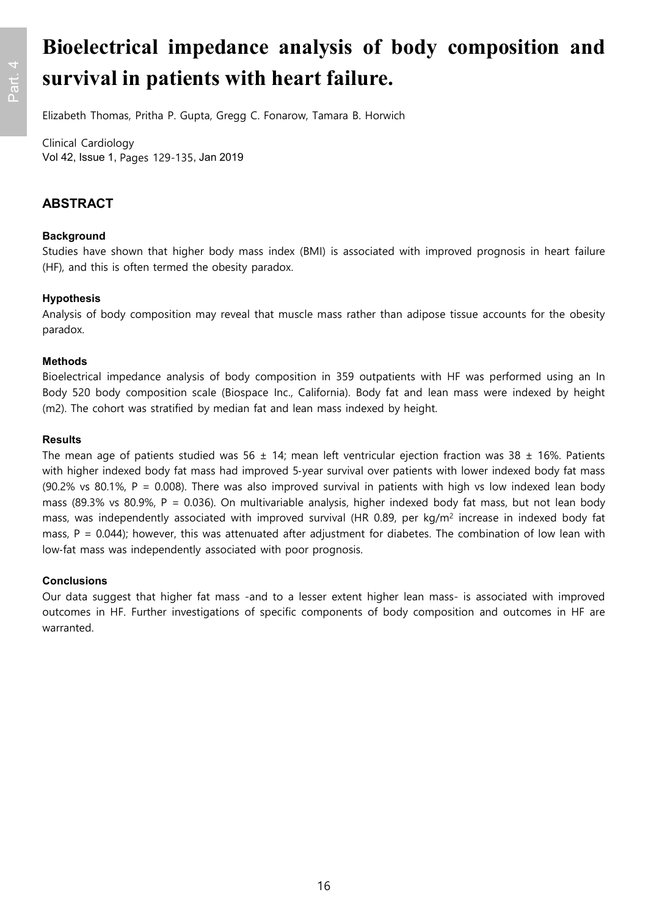# Bioelectrical impedance analysis of body composition and survival in patients with heart failure.

Elizabeth Thomas, Pritha P. Gupta, Gregg C. Fonarow, Tamara B. Horwich

Clinical Cardiology
Vol 42, Issue 1, Pages 129-135, Jan 2019

## ABSTRACT

### Background

Studies have shown that higher body mass index (BMI) is associated with improved prognosis in heart failure (HF), and this is often termed the obesity paradox.

### Hypothesis

Analysis of body composition may reveal that muscle mass rather than adipose tissue accounts for the obesity paradox.

### Methods

Bioelectrical impedance analysis of body composition in 359 outpatients with HF was performed using an In Body 520 body composition scale (Biospace Inc., California). Body fat and lean mass were indexed by height (m2). The cohort was stratified by median fat and lean mass indexed by height.

### Results

The mean age of patients studied was 56 ± 14; mean left ventricular ejection fraction was 38 ± 16%. Patients with higher indexed body fat mass had improved 5-year survival over patients with lower indexed body fat mass (90.2% vs 80.1%, P = 0.008). There was also improved survival in patients with high vs low indexed lean body mass (89.3% vs 80.9%, P = 0.036). On multivariable analysis, higher indexed body fat mass, but not lean body mass, was independently associated with improved survival (HR 0.89, per $kg/m^2$ increase in indexed body fat mass, P = 0.044); however, this was attenuated after adjustment for diabetes. The combination of low lean with low-fat mass was independently associated with poor prognosis.

### Conclusions

Our data suggest that higher fat mass -and to a lesser extent higher lean mass- is associated with improved outcomes in HF. Further investigations of specific components of body composition and outcomes in HF are warranted.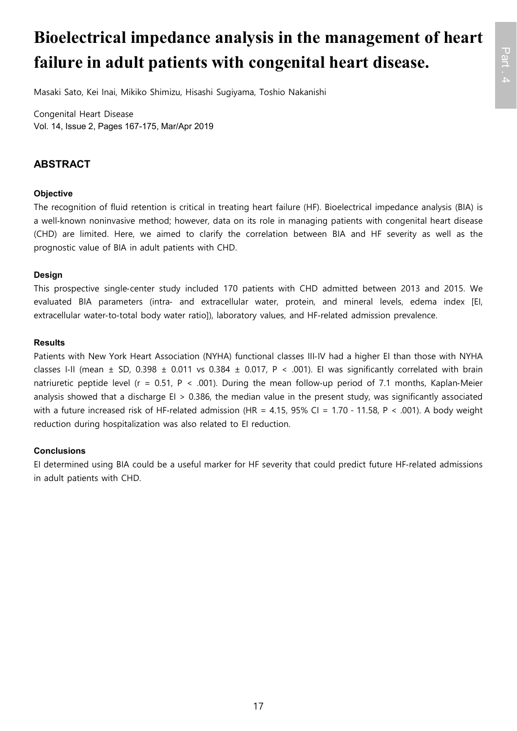# Bioelectrical impedance analysis in the management of heart failure in adult patients with congenital heart disease.

Masaki Sato, Kei Inai, Mikiko Shimizu, Hisashi Sugiyama, Toshio Nakanishi

Congenital Heart Disease
Vol. 14, Issue 2, Pages 167-175, Mar/Apr 2019

## ABSTRACT

### Objective

The recognition of fluid retention is critical in treating heart failure (HF). Bioelectrical impedance analysis (BIA) is a well-known noninvasive method; however, data on its role in managing patients with congenital heart disease (CHD) are limited. Here, we aimed to clarify the correlation between BIA and HF severity as well as the prognostic value of BIA in adult patients with CHD.

### Design

This prospective single-center study included 170 patients with CHD admitted between 2013 and 2015. We evaluated BIA parameters (intra- and extracellular water, protein, and mineral levels, edema index [EI, extracellular water-to-total body water ratio]), laboratory values, and HF-related admission prevalence.

### Results

Patients with New York Heart Association (NYHA) functional classes III-IV had a higher EI than those with NYHA classes I-II (mean ± SD, 0.398 ± 0.011 vs 0.384 ± 0.017, $P < .001$). EI was significantly correlated with brain natriuretic peptide level ($r = 0.51$, $P < .001$). During the mean follow-up period of 7.1 months, Kaplan-Meier analysis showed that a discharge EI > 0.386, the median value in the present study, was significantly associated with a future increased risk of HF-related admission (HR = 4.15, 95% CI = 1.70 - 11.58, $P < .001$). A body weight reduction during hospitalization was also related to EI reduction.

### Conclusions

EI determined using BIA could be a useful marker for HF severity that could predict future HF-related admissions in adult patients with CHD.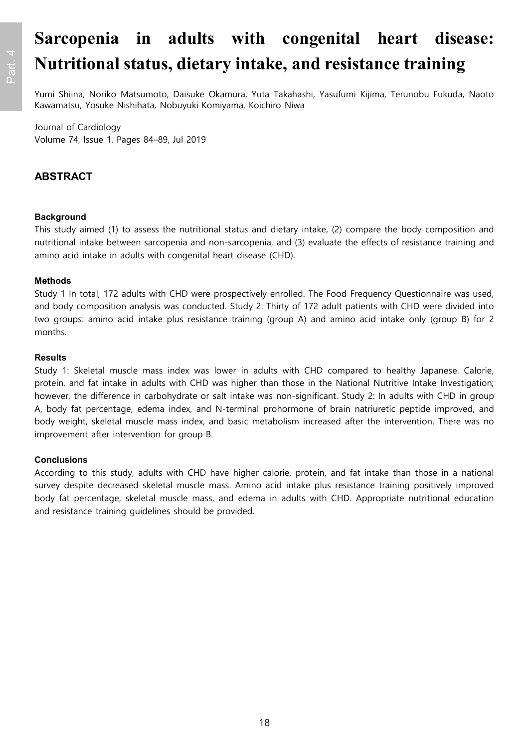# Sarcopenia in adults with congenital heart disease: Nutritional status, dietary intake, and resistance training

Yumi Shiina, Noriko Matsumoto, Daisuke Okamura, Yuta Takahashi, Yasufumi Kijima, Terunobu Fukuda, Naoto Kawamatsu, Yosuke Nishihata, Nobuyuki Komiyama, Koichiro Niwa

Journal of Cardiology
Volume 74, Issue 1, Pages 84–89, Jul 2019

## ABSTRACT

**Background**

This study aimed (1) to assess the nutritional status and dietary intake, (2) compare the body composition and nutritional intake between sarcopenia and non-sarcopenia, and (3) evaluate the effects of resistance training and amino acid intake in adults with congenital heart disease (CHD).

**Methods**

Study 1 In total, 172 adults with CHD were prospectively enrolled. The Food Frequency Questionnaire was used, and body composition analysis was conducted. Study 2: Thirty of 172 adult patients with CHD were divided into two groups: amino acid intake plus resistance training (group A) and amino acid intake only (group B) for 2 months.

**Results**

Study 1: Skeletal muscle mass index was lower in adults with CHD compared to healthy Japanese. Calorie, protein, and fat intake in adults with CHD was higher than those in the National Nutritive Intake Investigation; however, the difference in carbohydrate or salt intake was non-significant. Study 2: In adults with CHD in group A, body fat percentage, edema index, and N-terminal prohormone of brain natriuretic peptide improved, and body weight, skeletal muscle mass index, and basic metabolism increased after the intervention. There was no improvement after intervention for group B.

**Conclusions**

According to this study, adults with CHD have higher calorie, protein, and fat intake than those in a national survey despite decreased skeletal muscle mass. Amino acid intake plus resistance training positively improved body fat percentage, skeletal muscle mass, and edema in adults with CHD. Appropriate nutritional education and resistance training guidelines should be provided.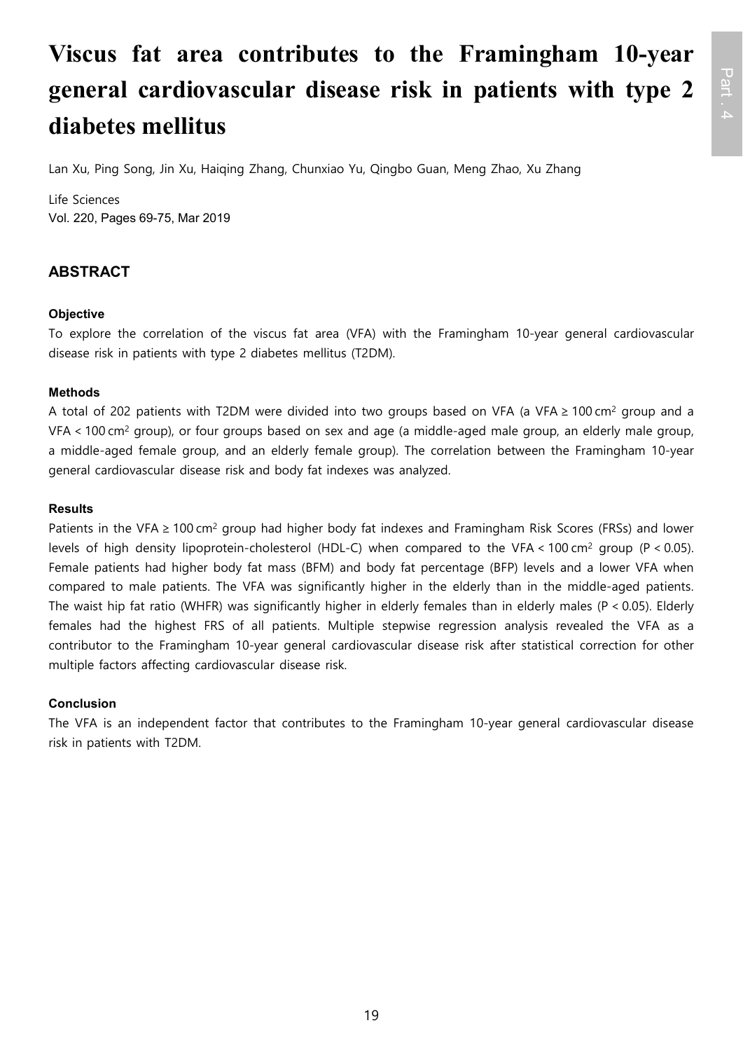# Viscus fat area contributes to the Framingham 10-year general cardiovascular disease risk in patients with type 2 diabetes mellitus

Lan Xu, Ping Song, Jin Xu, Haiqing Zhang, Chunxiao Yu, Qingbo Guan, Meng Zhao, Xu Zhang

Life Sciences
Vol. 220, Pages 69-75, Mar 2019

## ABSTRACT

### Objective

To explore the correlation of the viscus fat area (VFA) with the Framingham 10-year general cardiovascular disease risk in patients with type 2 diabetes mellitus (T2DM).

### Methods

A total of 202 patients with T2DM were divided into two groups based on VFA (a VFA ≥ 100 $cm^2$ group and a VFA < 100 $cm^2$ group), or four groups based on sex and age (a middle-aged male group, an elderly male group, a middle-aged female group, and an elderly female group). The correlation between the Framingham 10-year general cardiovascular disease risk and body fat indexes was analyzed.

### Results

Patients in the VFA ≥ 100 $cm^2$ group had higher body fat indexes and Framingham Risk Scores (FRSs) and lower levels of high density lipoprotein-cholesterol (HDL-C) when compared to the VFA < 100 $cm^2$ group ($P < 0.05$). Female patients had higher body fat mass (BFM) and body fat percentage (BFP) levels and a lower VFA when compared to male patients. The VFA was significantly higher in the elderly than in the middle-aged patients. The waist hip fat ratio (WHFR) was significantly higher in elderly females than in elderly males ($P < 0.05$). Elderly females had the highest FRS of all patients. Multiple stepwise regression analysis revealed the VFA as a contributor to the Framingham 10-year general cardiovascular disease risk after statistical correction for other multiple factors affecting cardiovascular disease risk.

### Conclusion

The VFA is an independent factor that contributes to the Framingham 10-year general cardiovascular disease risk in patients with T2DM.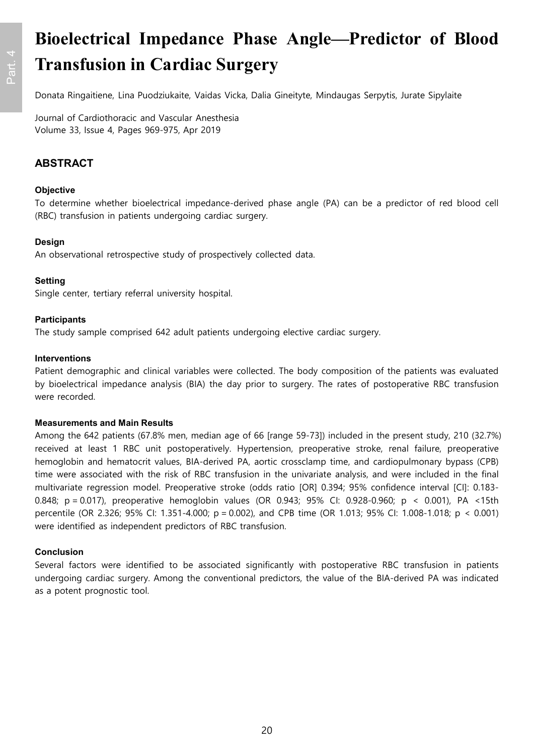# Bioelectrical Impedance Phase Angle—Predictor of Blood Transfusion in Cardiac Surgery

Donata Ringaitiene, Lina Puodziukaite, Vaidas Vicka, Dalia Gineityte, Mindaugas Serpytis, Jurate Sipylaite

Journal of Cardiothoracic and Vascular Anesthesia
Volume 33, Issue 4, Pages 969-975, Apr 2019

## ABSTRACT

### Objective

To determine whether bioelectrical impedance-derived phase angle (PA) can be a predictor of red blood cell (RBC) transfusion in patients undergoing cardiac surgery.

### Design

An observational retrospective study of prospectively collected data.

### Setting

Single center, tertiary referral university hospital.

### Participants

The study sample comprised 642 adult patients undergoing elective cardiac surgery.

### Interventions

Patient demographic and clinical variables were collected. The body composition of the patients was evaluated by bioelectrical impedance analysis (BIA) the day prior to surgery. The rates of postoperative RBC transfusion were recorded.

### Measurements and Main Results

Among the 642 patients (67.8% men, median age of 66 [range 59-73]) included in the present study, 210 (32.7%) received at least 1 RBC unit postoperatively. Hypertension, preoperative stroke, renal failure, preoperative hemoglobin and hematocrit values, BIA-derived PA, aortic crossclamp time, and cardiopulmonary bypass (CPB) time were associated with the risk of RBC transfusion in the univariate analysis, and were included in the final multivariate regression model. Preoperative stroke (odds ratio [OR] 0.394; 95% confidence interval [CI]: 0.183-0.848; $p = 0.017$), preoperative hemoglobin values (OR 0.943; 95% CI: 0.928-0.960; $p < 0.001$), PA <15th percentile (OR 2.326; 95% CI: 1.351-4.000; $p = 0.002$), and CPB time (OR 1.013; 95% CI: 1.008-1.018; $p < 0.001$) were identified as independent predictors of RBC transfusion.

### Conclusion

Several factors were identified to be associated significantly with postoperative RBC transfusion in patients undergoing cardiac surgery. Among the conventional predictors, the value of the BIA-derived PA was indicated as a potent prognostic tool.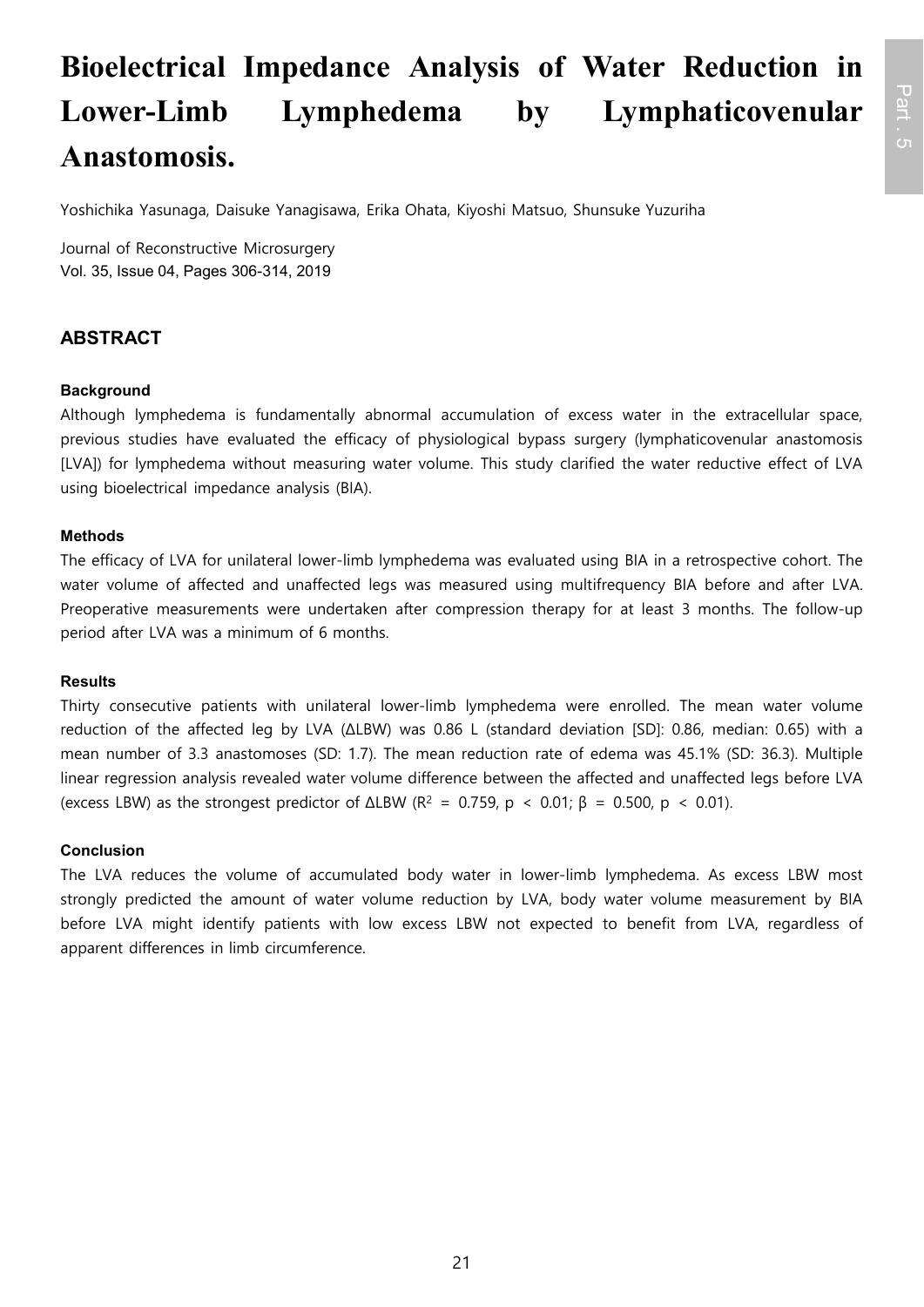# Bioelectrical Impedance Analysis of Water Reduction in Lower-Limb Lymphedema by Lymphaticovenular Anastomosis.

Yoshichika Yasunaga, Daisuke Yanagisawa, Erika Ohata, Kiyoshi Matsuo, Shunsuke Yuzuriha

Journal of Reconstructive Microsurgery
Vol. 35, Issue 04, Pages 306-314, 2019

## ABSTRACT

### Background

Although lymphedema is fundamentally abnormal accumulation of excess water in the extracellular space, previous studies have evaluated the efficacy of physiological bypass surgery (lymphaticovenular anastomosis [LVA]) for lymphedema without measuring water volume. This study clarified the water reductive effect of LVA using bioelectrical impedance analysis (BIA).

### Methods

The efficacy of LVA for unilateral lower-limb lymphedema was evaluated using BIA in a retrospective cohort. The water volume of affected and unaffected legs was measured using multifrequency BIA before and after LVA. Preoperative measurements were undertaken after compression therapy for at least 3 months. The follow-up period after LVA was a minimum of 6 months.

### Results

Thirty consecutive patients with unilateral lower-limb lymphedema were enrolled. The mean water volume reduction of the affected leg by LVA (ΔLBW) was 0.86 L (standard deviation [SD]: 0.86, median: 0.65) with a mean number of 3.3 anastomoses (SD: 1.7). The mean reduction rate of edema was 45.1% (SD: 36.3). Multiple linear regression analysis revealed water volume difference between the affected and unaffected legs before LVA (excess LBW) as the strongest predictor of ΔLBW ($R^2 = 0.759$, $p < 0.01$; $\beta = 0.500$, $p < 0.01$).

### Conclusion

The LVA reduces the volume of accumulated body water in lower-limb lymphedema. As excess LBW most strongly predicted the amount of water volume reduction by LVA, body water volume measurement by BIA before LVA might identify patients with low excess LBW not expected to benefit from LVA, regardless of apparent differences in limb circumference.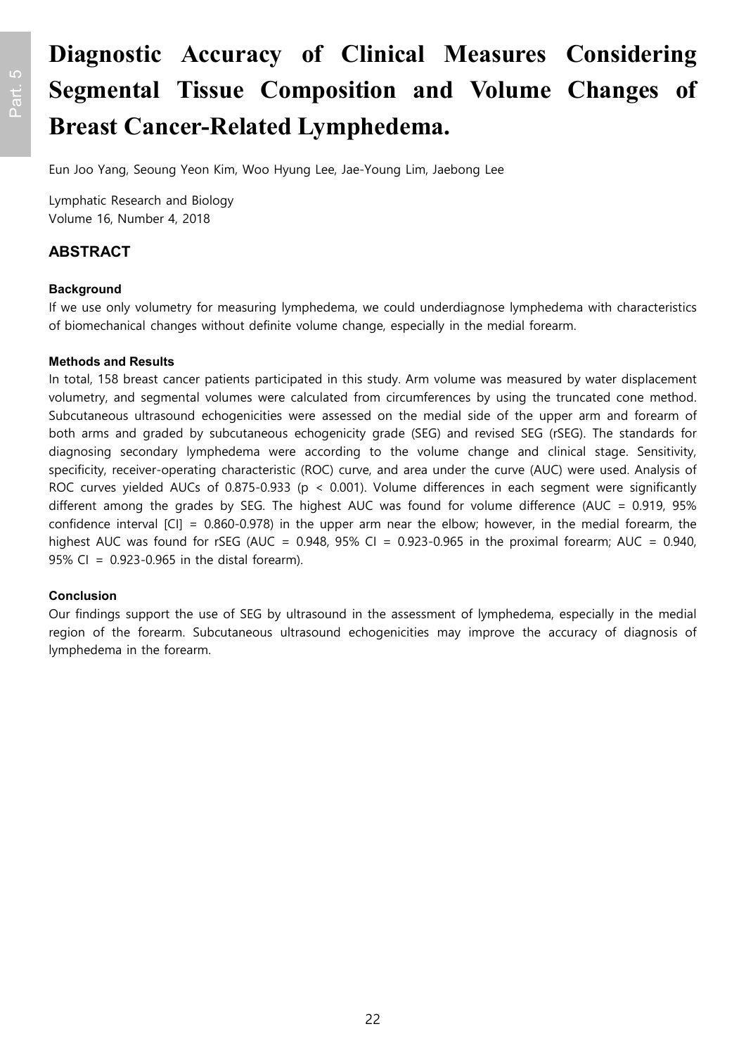# Diagnostic Accuracy of Clinical Measures Considering Segmental Tissue Composition and Volume Changes of Breast Cancer-Related Lymphedema.

Eun Joo Yang, Seoung Yeon Kim, Woo Hyung Lee, Jae-Young Lim, Jaebong Lee

Lymphatic Research and Biology
Volume 16, Number 4, 2018

## ABSTRACT

### Background

If we use only volumetry for measuring lymphedema, we could underdiagnose lymphedema with characteristics of biomechanical changes without definite volume change, especially in the medial forearm.

### Methods and Results

In total, 158 breast cancer patients participated in this study. Arm volume was measured by water displacement volumetry, and segmental volumes were calculated from circumferences by using the truncated cone method. Subcutaneous ultrasound echogenicities were assessed on the medial side of the upper arm and forearm of both arms and graded by subcutaneous echogenicity grade (SEG) and revised SEG (rSEG). The standards for diagnosing secondary lymphedema were according to the volume change and clinical stage. Sensitivity, specificity, receiver-operating characteristic (ROC) curve, and area under the curve (AUC) were used. Analysis of ROC curves yielded AUCs of 0.875-0.933 ($p < 0.001$). Volume differences in each segment were significantly different among the grades by SEG. The highest AUC was found for volume difference (AUC = 0.919, 95% confidence interval [CI] = 0.860-0.978) in the upper arm near the elbow; however, in the medial forearm, the highest AUC was found for rSEG (AUC = 0.948, 95% CI = 0.923-0.965 in the proximal forearm; AUC = 0.940, 95% CI = 0.923-0.965 in the distal forearm).

### Conclusion

Our findings support the use of SEG by ultrasound in the assessment of lymphedema, especially in the medial region of the forearm. Subcutaneous ultrasound echogenicities may improve the accuracy of diagnosis of lymphedema in the forearm.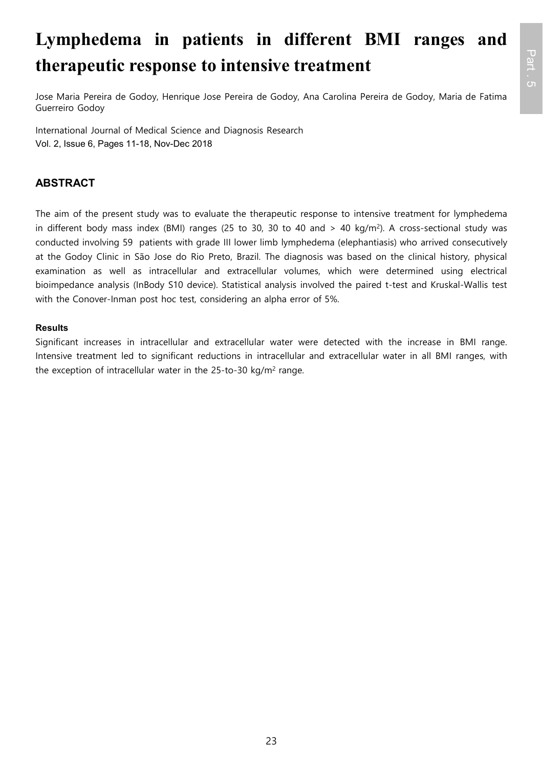# Lymphedema in patients in different BMI ranges and therapeutic response to intensive treatment

Jose Maria Pereira de Godoy, Henrique Jose Pereira de Godoy, Ana Carolina Pereira de Godoy, Maria de Fatima Guerreiro Godoy

International Journal of Medical Science and Diagnosis Research
Vol. 2, Issue 6, Pages 11-18, Nov-Dec 2018

## ABSTRACT

The aim of the present study was to evaluate the therapeutic response to intensive treatment for lymphedema in different body mass index (BMI) ranges (25 to 30, 30 to 40 and > 40 kg/m$^2$). A cross-sectional study was conducted involving 59 patients with grade III lower limb lymphedema (elephantiasis) who arrived consecutively at the Godoy Clinic in São Jose do Rio Preto, Brazil. The diagnosis was based on the clinical history, physical examination as well as intracellular and extracellular volumes, which were determined using electrical bioimpedance analysis (InBody S10 device). Statistical analysis involved the paired t-test and Kruskal-Wallis test with the Conover-Inman post hoc test, considering an alpha error of 5%.

### Results

Significant increases in intracellular and extracellular water were detected with the increase in BMI range. Intensive treatment led to significant reductions in intracellular and extracellular water in all BMI ranges, with the exception of intracellular water in the 25-to-30 kg/m$^2$ range.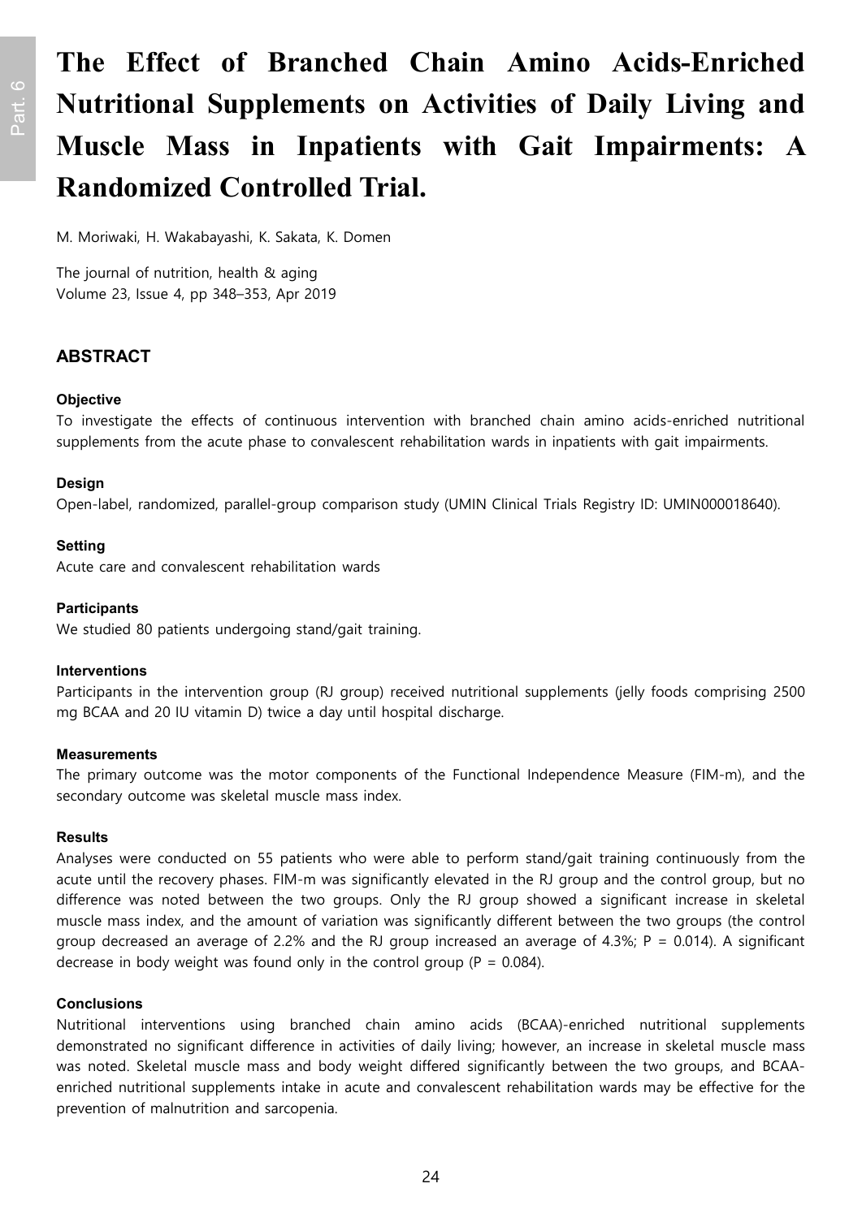# The Effect of Branched Chain Amino Acids-Enriched Nutritional Supplements on Activities of Daily Living and Muscle Mass in Inpatients with Gait Impairments: A Randomized Controlled Trial.

M. Moriwaki, H. Wakabayashi, K. Sakata, K. Domen

The journal of nutrition, health & aging
Volume 23, Issue 4, pp 348–353, Apr 2019

## ABSTRACT

### Objective

To investigate the effects of continuous intervention with branched chain amino acids-enriched nutritional supplements from the acute phase to convalescent rehabilitation wards in inpatients with gait impairments.

### Design

Open-label, randomized, parallel-group comparison study (UMIN Clinical Trials Registry ID: UMIN000018640).

### Setting

Acute care and convalescent rehabilitation wards

### Participants

We studied 80 patients undergoing stand/gait training.

### Interventions

Participants in the intervention group (RJ group) received nutritional supplements (jelly foods comprising 2500 mg BCAA and 20 IU vitamin D) twice a day until hospital discharge.

### Measurements

The primary outcome was the motor components of the Functional Independence Measure (FIM-m), and the secondary outcome was skeletal muscle mass index.

### Results

Analyses were conducted on 55 patients who were able to perform stand/gait training continuously from the acute until the recovery phases. FIM-m was significantly elevated in the RJ group and the control group, but no difference was noted between the two groups. Only the RJ group showed a significant increase in skeletal muscle mass index, and the amount of variation was significantly different between the two groups (the control group decreased an average of 2.2% and the RJ group increased an average of 4.3%; $P = 0.014$). A significant decrease in body weight was found only in the control group ($P = 0.084$).

### Conclusions

Nutritional interventions using branched chain amino acids (BCAA)-enriched nutritional supplements demonstrated no significant difference in activities of daily living; however, an increase in skeletal muscle mass was noted. Skeletal muscle mass and body weight differed significantly between the two groups, and BCAA-enriched nutritional supplements intake in acute and convalescent rehabilitation wards may be effective for the prevention of malnutrition and sarcopenia.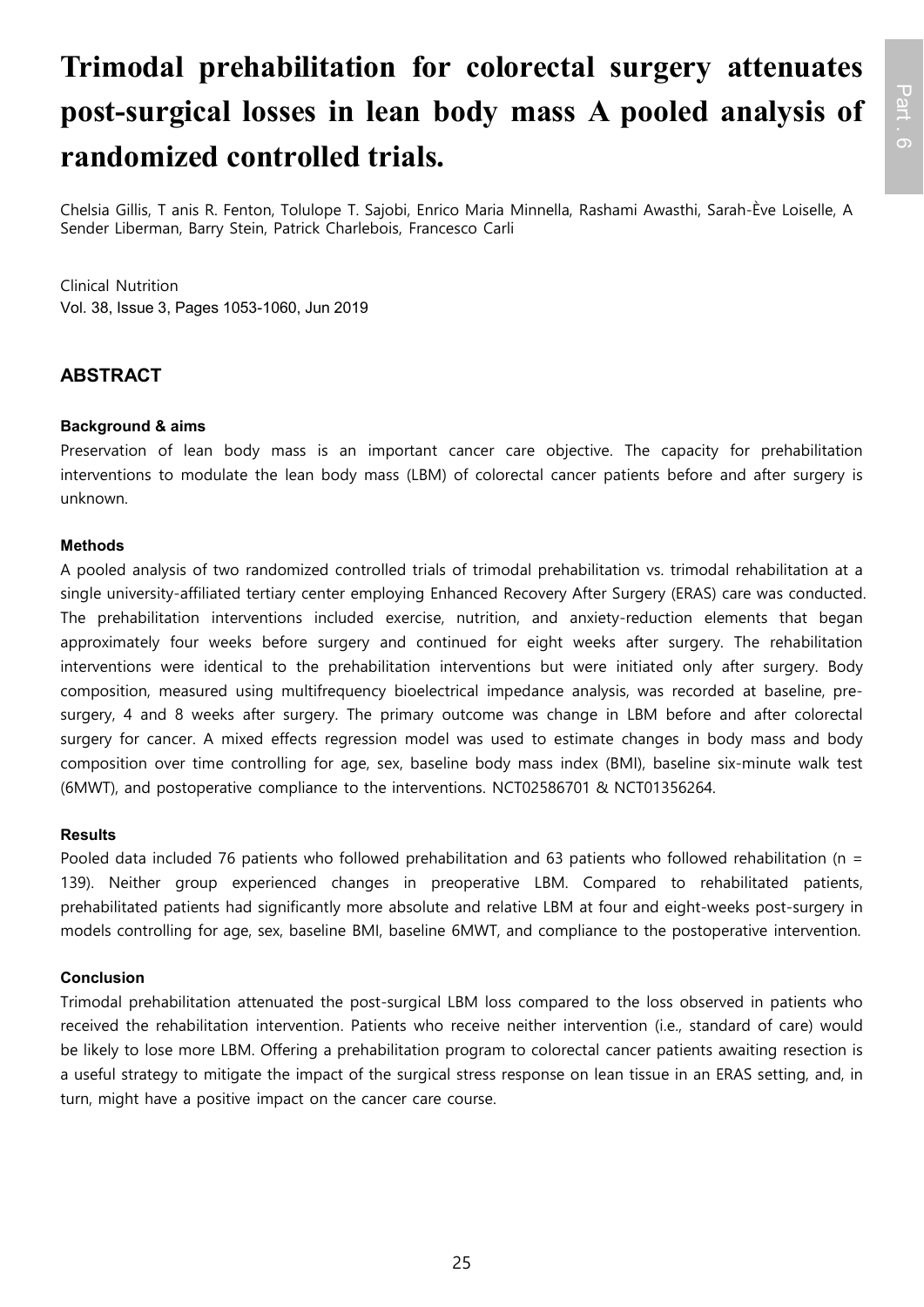# Trimodal prehabilitation for colorectal surgery attenuates post-surgical losses in lean body mass A pooled analysis of randomized controlled trials.

Chelsia Gillis, T anis R. Fenton, Tolulope T. Sajobi, Enrico Maria Minnella, Rashami Awasthi, Sarah-Ève Loiselle, A Sender Liberman, Barry Stein, Patrick Charlebois, Francesco Carli

Clinical Nutrition
Vol. 38, Issue 3, Pages 1053-1060, Jun 2019

## ABSTRACT

### Background & aims

Preservation of lean body mass is an important cancer care objective. The capacity for prehabilitation interventions to modulate the lean body mass (LBM) of colorectal cancer patients before and after surgery is unknown.

### Methods

A pooled analysis of two randomized controlled trials of trimodal prehabilitation vs. trimodal rehabilitation at a single university-affiliated tertiary center employing Enhanced Recovery After Surgery (ERAS) care was conducted. The prehabilitation interventions included exercise, nutrition, and anxiety-reduction elements that began approximately four weeks before surgery and continued for eight weeks after surgery. The rehabilitation interventions were identical to the prehabilitation interventions but were initiated only after surgery. Body composition, measured using multifrequency bioelectrical impedance analysis, was recorded at baseline, pre-surgery, 4 and 8 weeks after surgery. The primary outcome was change in LBM before and after colorectal surgery for cancer. A mixed effects regression model was used to estimate changes in body mass and body composition over time controlling for age, sex, baseline body mass index (BMI), baseline six-minute walk test (6MWT), and postoperative compliance to the interventions. NCT02586701 & NCT01356264.

### Results

Pooled data included 76 patients who followed prehabilitation and 63 patients who followed rehabilitation (n = 139). Neither group experienced changes in preoperative LBM. Compared to rehabilitated patients, prehabilitated patients had significantly more absolute and relative LBM at four and eight-weeks post-surgery in models controlling for age, sex, baseline BMI, baseline 6MWT, and compliance to the postoperative intervention.

### Conclusion

Trimodal prehabilitation attenuated the post-surgical LBM loss compared to the loss observed in patients who received the rehabilitation intervention. Patients who receive neither intervention (i.e., standard of care) would be likely to lose more LBM. Offering a prehabilitation program to colorectal cancer patients awaiting resection is a useful strategy to mitigate the impact of the surgical stress response on lean tissue in an ERAS setting, and, in turn, might have a positive impact on the cancer care course.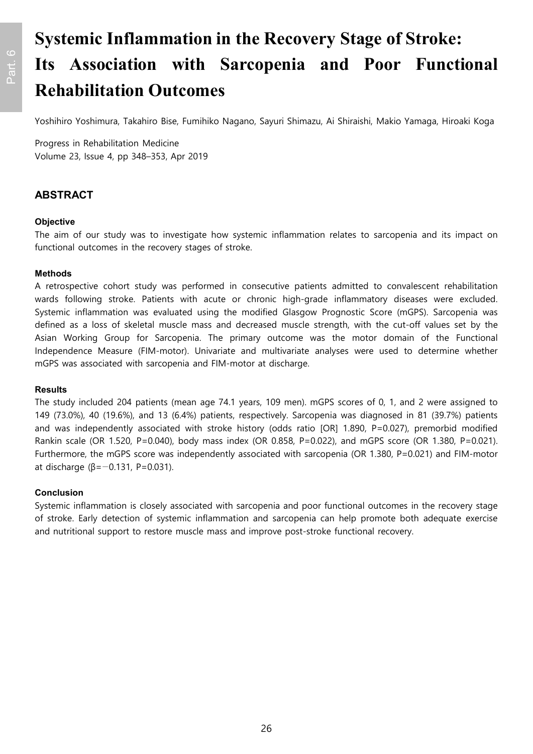# Systemic Inflammation in the Recovery Stage of Stroke: Its Association with Sarcopenia and Poor Functional Rehabilitation Outcomes

Yoshihiro Yoshimura, Takahiro Bise, Fumihiko Nagano, Sayuri Shimazu, Ai Shiraishi, Makio Yamaga, Hiroaki Koga

Progress in Rehabilitation Medicine
Volume 23, Issue 4, pp 348–353, Apr 2019

## ABSTRACT

### Objective

The aim of our study was to investigate how systemic inflammation relates to sarcopenia and its impact on functional outcomes in the recovery stages of stroke.

### Methods

A retrospective cohort study was performed in consecutive patients admitted to convalescent rehabilitation wards following stroke. Patients with acute or chronic high-grade inflammatory diseases were excluded. Systemic inflammation was evaluated using the modified Glasgow Prognostic Score (mGPS). Sarcopenia was defined as a loss of skeletal muscle mass and decreased muscle strength, with the cut-off values set by the Asian Working Group for Sarcopenia. The primary outcome was the motor domain of the Functional Independence Measure (FIM-motor). Univariate and multivariate analyses were used to determine whether mGPS was associated with sarcopenia and FIM-motor at discharge.

### Results

The study included 204 patients (mean age 74.1 years, 109 men). mGPS scores of 0, 1, and 2 were assigned to 149 (73.0%), 40 (19.6%), and 13 (6.4%) patients, respectively. Sarcopenia was diagnosed in 81 (39.7%) patients and was independently associated with stroke history (odds ratio [OR] 1.890, P=0.027), premorbid modified Rankin scale (OR 1.520, P=0.040), body mass index (OR 0.858, P=0.022), and mGPS score (OR 1.380, P=0.021). Furthermore, the mGPS score was independently associated with sarcopenia (OR 1.380, P=0.021) and FIM-motor at discharge (β=−0.131, P=0.031).

### Conclusion

Systemic inflammation is closely associated with sarcopenia and poor functional outcomes in the recovery stage of stroke. Early detection of systemic inflammation and sarcopenia can help promote both adequate exercise and nutritional support to restore muscle mass and improve post-stroke functional recovery.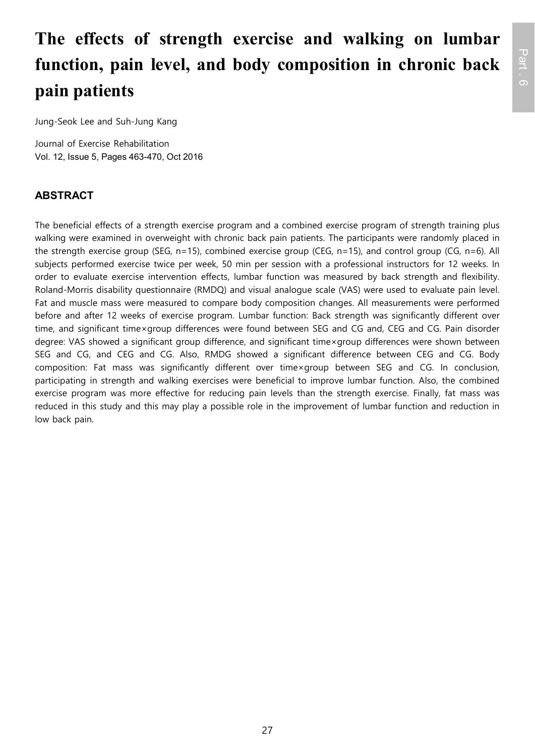# The effects of strength exercise and walking on lumbar function, pain level, and body composition in chronic back pain patients

Jung-Seok Lee and Suh-Jung Kang

Journal of Exercise Rehabilitation
Vol. 12, Issue 5, Pages 463-470, Oct 2016

## ABSTRACT

The beneficial effects of a strength exercise program and a combined exercise program of strength training plus walking were examined in overweight with chronic back pain patients. The participants were randomly placed in the strength exercise group (SEG, n=15), combined exercise group (CEG, n=15), and control group (CG, n=6). All subjects performed exercise twice per week, 50 min per session with a professional instructors for 12 weeks. In order to evaluate exercise intervention effects, lumbar function was measured by back strength and flexibility. Roland-Morris disability questionnaire (RMDQ) and visual analogue scale (VAS) were used to evaluate pain level. Fat and muscle mass were measured to compare body composition changes. All measurements were performed before and after 12 weeks of exercise program. Lumbar function: Back strength was significantly different over time, and significant time×group differences were found between SEG and CG and, CEG and CG. Pain disorder degree: VAS showed a significant group difference, and significant time×group differences were shown between SEG and CG, and CEG and CG. Also, RMDG showed a significant difference between CEG and CG. Body composition: Fat mass was significantly different over time×group between SEG and CG. In conclusion, participating in strength and walking exercises were beneficial to improve lumbar function. Also, the combined exercise program was more effective for reducing pain levels than the strength exercise. Finally, fat mass was reduced in this study and this may play a possible role in the improvement of lumbar function and reduction in low back pain.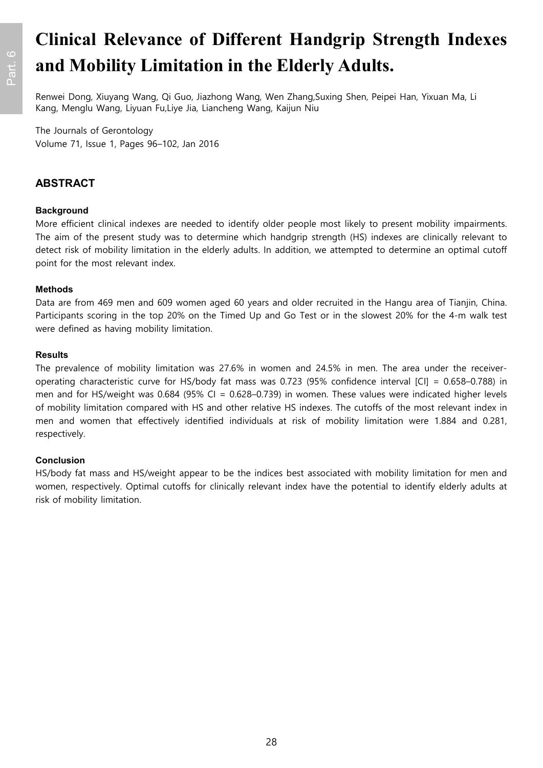# Clinical Relevance of Different Handgrip Strength Indexes and Mobility Limitation in the Elderly Adults.

Renwei Dong, Xiuyang Wang, Qi Guo, Jiazhong Wang, Wen Zhang,Suxing Shen, Peipei Han, Yixuan Ma, Li Kang, Menglu Wang, Liyuan Fu,Liye Jia, Liancheng Wang, Kaijun Niu

The Journals of Gerontology
Volume 71, Issue 1, Pages 96–102, Jan 2016

## ABSTRACT

### Background

More efficient clinical indexes are needed to identify older people most likely to present mobility impairments. The aim of the present study was to determine which handgrip strength (HS) indexes are clinically relevant to detect risk of mobility limitation in the elderly adults. In addition, we attempted to determine an optimal cutoff point for the most relevant index.

### Methods

Data are from 469 men and 609 women aged 60 years and older recruited in the Hangu area of Tianjin, China. Participants scoring in the top 20% on the Timed Up and Go Test or in the slowest 20% for the 4-m walk test were defined as having mobility limitation.

### Results

The prevalence of mobility limitation was 27.6% in women and 24.5% in men. The area under the receiver-operating characteristic curve for HS/body fat mass was 0.723 (95% confidence interval [CI] = 0.658–0.788) in men and for HS/weight was 0.684 (95% CI = 0.628–0.739) in women. These values were indicated higher levels of mobility limitation compared with HS and other relative HS indexes. The cutoffs of the most relevant index in men and women that effectively identified individuals at risk of mobility limitation were 1.884 and 0.281, respectively.

### Conclusion

HS/body fat mass and HS/weight appear to be the indices best associated with mobility limitation for men and women, respectively. Optimal cutoffs for clinically relevant index have the potential to identify elderly adults at risk of mobility limitation.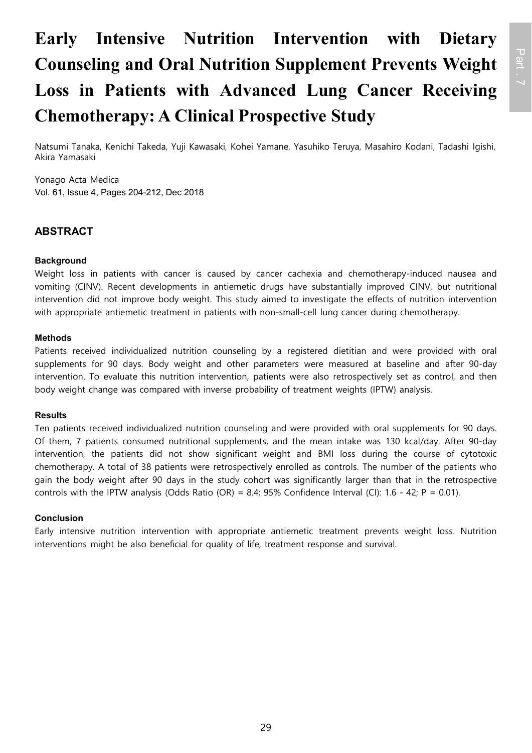# Early Intensive Nutrition Intervention with Dietary Counseling and Oral Nutrition Supplement Prevents Weight Loss in Patients with Advanced Lung Cancer Receiving Chemotherapy: A Clinical Prospective Study

Natsumi Tanaka, Kenichi Takeda, Yuji Kawasaki, Kohei Yamane, Yasuhiko Teruya, Masahiro Kodani, Tadashi Igishi, Akira Yamasaki

Yonago Acta Medica
Vol. 61, Issue 4, Pages 204-212, Dec 2018

## ABSTRACT

### Background

Weight loss in patients with cancer is caused by cancer cachexia and chemotherapy-induced nausea and vomiting (CINV). Recent developments in antiemetic drugs have substantially improved CINV, but nutritional intervention did not improve body weight. This study aimed to investigate the effects of nutrition intervention with appropriate antiemetic treatment in patients with non-small-cell lung cancer during chemotherapy.

### Methods

Patients received individualized nutrition counseling by a registered dietitian and were provided with oral supplements for 90 days. Body weight and other parameters were measured at baseline and after 90-day intervention. To evaluate this nutrition intervention, patients were also retrospectively set as control, and then body weight change was compared with inverse probability of treatment weights (IPTW) analysis.

### Results

Ten patients received individualized nutrition counseling and were provided with oral supplements for 90 days. Of them, 7 patients consumed nutritional supplements, and the mean intake was 130 kcal/day. After 90-day intervention, the patients did not show significant weight and BMI loss during the course of cytotoxic chemotherapy. A total of 38 patients were retrospectively enrolled as controls. The number of the patients who gain the body weight after 90 days in the study cohort was significantly larger than that in the retrospective controls with the IPTW analysis (Odds Ratio (OR) = 8.4; 95% Confidence Interval (CI): 1.6 - 42; P = 0.01).

### Conclusion

Early intensive nutrition intervention with appropriate antiemetic treatment prevents weight loss. Nutrition interventions might be also beneficial for quality of life, treatment response and survival.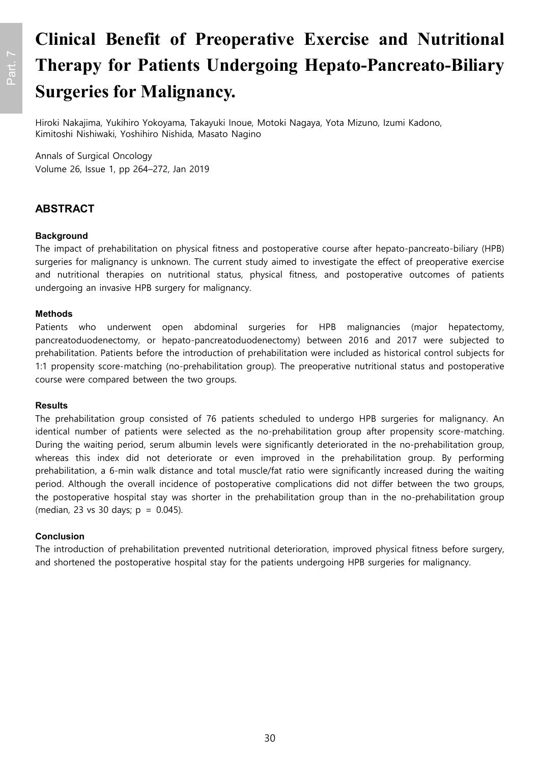# Clinical Benefit of Preoperative Exercise and Nutritional Therapy for Patients Undergoing Hepato-Pancreato-Biliary Surgeries for Malignancy.

Hiroki Nakajima, Yukihiro Yokoyama, Takayuki Inoue, Motoki Nagaya, Yota Mizuno, Izumi Kadono, Kimitoshi Nishiwaki, Yoshihiro Nishida, Masato Nagino

Annals of Surgical Oncology
Volume 26, Issue 1, pp 264–272, Jan 2019

## ABSTRACT

#### Background

The impact of prehabilitation on physical fitness and postoperative course after hepato-pancreato-biliary (HPB) surgeries for malignancy is unknown. The current study aimed to investigate the effect of preoperative exercise and nutritional therapies on nutritional status, physical fitness, and postoperative outcomes of patients undergoing an invasive HPB surgery for malignancy.

#### Methods

Patients who underwent open abdominal surgeries for HPB malignancies (major hepatectomy, pancreatoduodenectomy, or hepato-pancreatoduodenectomy) between 2016 and 2017 were subjected to prehabilitation. Patients before the introduction of prehabilitation were included as historical control subjects for 1:1 propensity score-matching (no-prehabilitation group). The preoperative nutritional status and postoperative course were compared between the two groups.

#### Results

The prehabilitation group consisted of 76 patients scheduled to undergo HPB surgeries for malignancy. An identical number of patients were selected as the no-prehabilitation group after propensity score-matching. During the waiting period, serum albumin levels were significantly deteriorated in the no-prehabilitation group, whereas this index did not deteriorate or even improved in the prehabilitation group. By performing prehabilitation, a 6-min walk distance and total muscle/fat ratio were significantly increased during the waiting period. Although the overall incidence of postoperative complications did not differ between the two groups, the postoperative hospital stay was shorter in the prehabilitation group than in the no-prehabilitation group (median, 23 vs 30 days; $p = 0.045$).

#### Conclusion

The introduction of prehabilitation prevented nutritional deterioration, improved physical fitness before surgery, and shortened the postoperative hospital stay for the patients undergoing HPB surgeries for malignancy.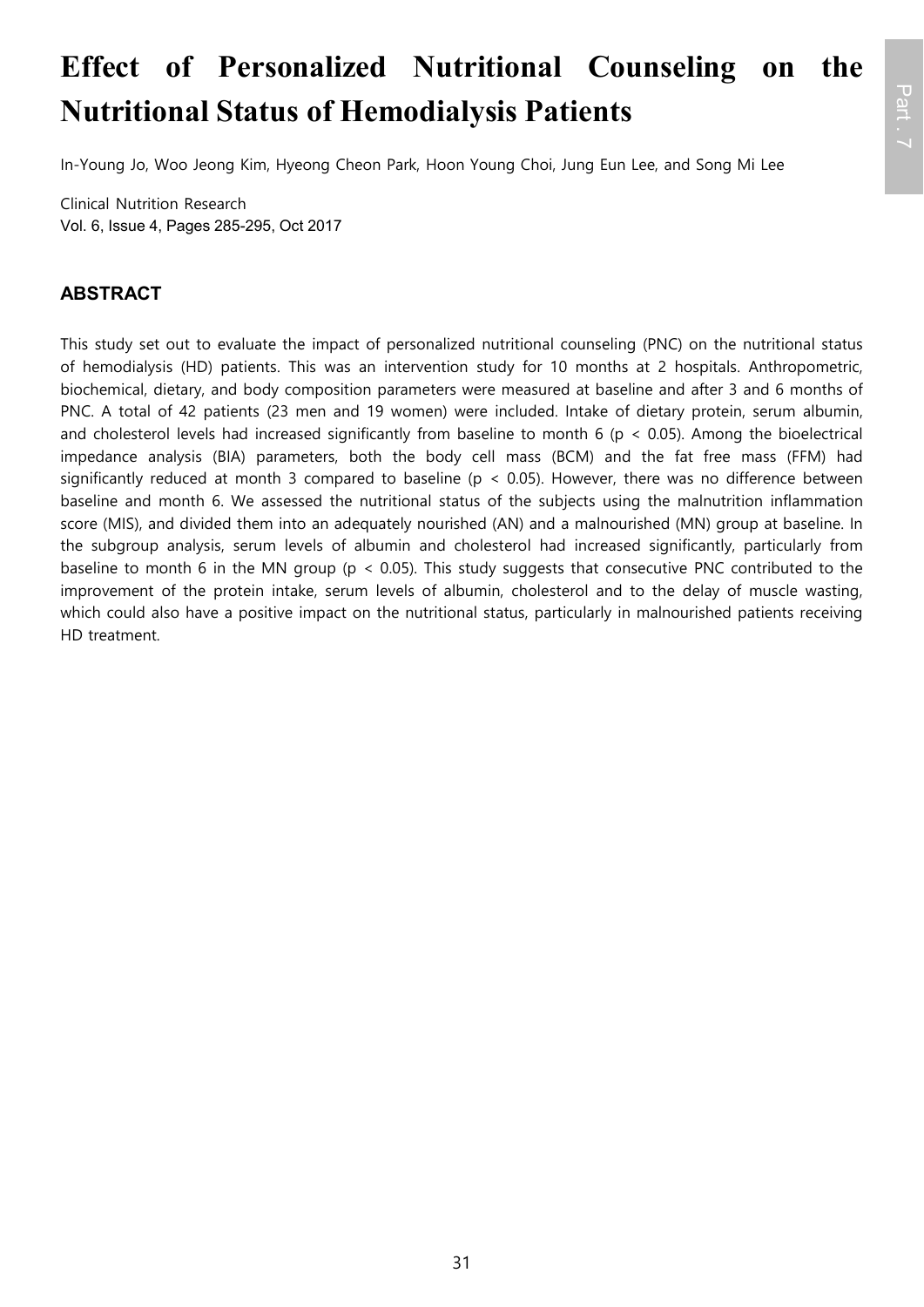# Effect of Personalized Nutritional Counseling on the Nutritional Status of Hemodialysis Patients

In-Young Jo, Woo Jeong Kim, Hyeong Cheon Park, Hoon Young Choi, Jung Eun Lee, and Song Mi Lee

Clinical Nutrition Research
Vol. 6, Issue 4, Pages 285-295, Oct 2017

## ABSTRACT

This study set out to evaluate the impact of personalized nutritional counseling (PNC) on the nutritional status of hemodialysis (HD) patients. This was an intervention study for 10 months at 2 hospitals. Anthropometric, biochemical, dietary, and body composition parameters were measured at baseline and after 3 and 6 months of PNC. A total of 42 patients (23 men and 19 women) were included. Intake of dietary protein, serum albumin, and cholesterol levels had increased significantly from baseline to month 6 ($p < 0.05$). Among the bioelectrical impedance analysis (BIA) parameters, both the body cell mass (BCM) and the fat free mass (FFM) had significantly reduced at month 3 compared to baseline ($p < 0.05$). However, there was no difference between baseline and month 6. We assessed the nutritional status of the subjects using the malnutrition inflammation score (MIS), and divided them into an adequately nourished (AN) and a malnourished (MN) group at baseline. In the subgroup analysis, serum levels of albumin and cholesterol had increased significantly, particularly from baseline to month 6 in the MN group ($p < 0.05$). This study suggests that consecutive PNC contributed to the improvement of the protein intake, serum levels of albumin, cholesterol and to the delay of muscle wasting, which could also have a positive impact on the nutritional status, particularly in malnourished patients receiving HD treatment.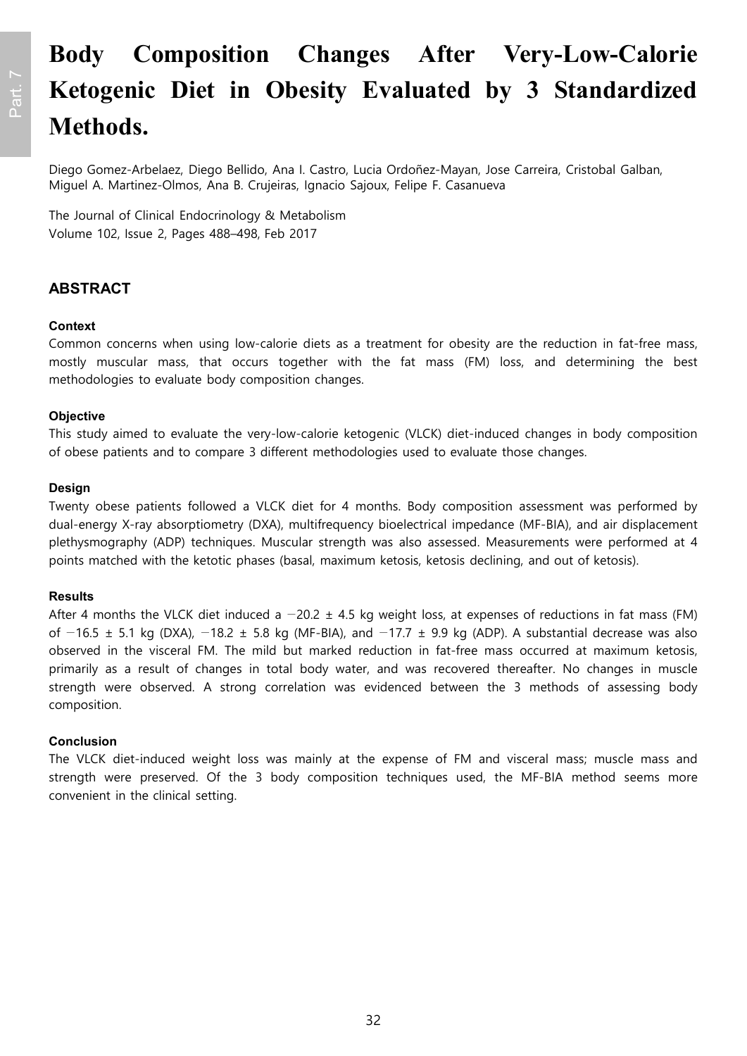# Body Composition Changes After Very-Low-Calorie Ketogenic Diet in Obesity Evaluated by 3 Standardized Methods.

Diego Gomez-Arbelaez, Diego Bellido, Ana I. Castro, Lucia Ordoñez-Mayan, Jose Carreira, Cristobal Galban, Miguel A. Martinez-Olmos, Ana B. Crujeiras, Ignacio Sajoux, Felipe F. Casanueva

The Journal of Clinical Endocrinology & Metabolism
Volume 102, Issue 2, Pages 488–498, Feb 2017

## ABSTRACT

### Context

Common concerns when using low-calorie diets as a treatment for obesity are the reduction in fat-free mass, mostly muscular mass, that occurs together with the fat mass (FM) loss, and determining the best methodologies to evaluate body composition changes.

### Objective

This study aimed to evaluate the very-low-calorie ketogenic (VLCK) diet-induced changes in body composition of obese patients and to compare 3 different methodologies used to evaluate those changes.

### Design

Twenty obese patients followed a VLCK diet for 4 months. Body composition assessment was performed by dual-energy X-ray absorptiometry (DXA), multifrequency bioelectrical impedance (MF-BIA), and air displacement plethysmography (ADP) techniques. Muscular strength was also assessed. Measurements were performed at 4 points matched with the ketotic phases (basal, maximum ketosis, ketosis declining, and out of ketosis).

### Results

After 4 months the VLCK diet induced a −20.2 ± 4.5 kg weight loss, at expenses of reductions in fat mass (FM) of −16.5 ± 5.1 kg (DXA), −18.2 ± 5.8 kg (MF-BIA), and −17.7 ± 9.9 kg (ADP). A substantial decrease was also observed in the visceral FM. The mild but marked reduction in fat-free mass occurred at maximum ketosis, primarily as a result of changes in total body water, and was recovered thereafter. No changes in muscle strength were observed. A strong correlation was evidenced between the 3 methods of assessing body composition.

### Conclusion

The VLCK diet-induced weight loss was mainly at the expense of FM and visceral mass; muscle mass and strength were preserved. Of the 3 body composition techniques used, the MF-BIA method seems more convenient in the clinical setting.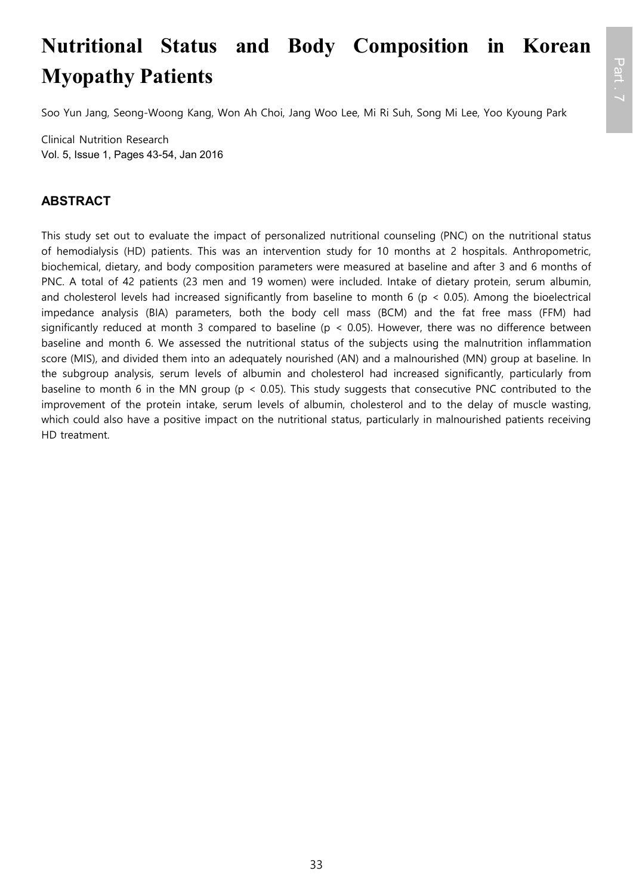# Nutritional Status and Body Composition in Korean Myopathy Patients

Soo Yun Jang, Seong-Woong Kang, Won Ah Choi, Jang Woo Lee, Mi Ri Suh, Song Mi Lee, Yoo Kyoung Park

Clinical Nutrition Research
Vol. 5, Issue 1, Pages 43-54, Jan 2016

## ABSTRACT

This study set out to evaluate the impact of personalized nutritional counseling (PNC) on the nutritional status of hemodialysis (HD) patients. This was an intervention study for 10 months at 2 hospitals. Anthropometric, biochemical, dietary, and body composition parameters were measured at baseline and after 3 and 6 months of PNC. A total of 42 patients (23 men and 19 women) were included. Intake of dietary protein, serum albumin, and cholesterol levels had increased significantly from baseline to month 6 ($p < 0.05$). Among the bioelectrical impedance analysis (BIA) parameters, both the body cell mass (BCM) and the fat free mass (FFM) had significantly reduced at month 3 compared to baseline ($p < 0.05$). However, there was no difference between baseline and month 6. We assessed the nutritional status of the subjects using the malnutrition inflammation score (MIS), and divided them into an adequately nourished (AN) and a malnourished (MN) group at baseline. In the subgroup analysis, serum levels of albumin and cholesterol had increased significantly, particularly from baseline to month 6 in the MN group ($p < 0.05$). This study suggests that consecutive PNC contributed to the improvement of the protein intake, serum levels of albumin, cholesterol and to the delay of muscle wasting, which could also have a positive impact on the nutritional status, particularly in malnourished patients receiving HD treatment.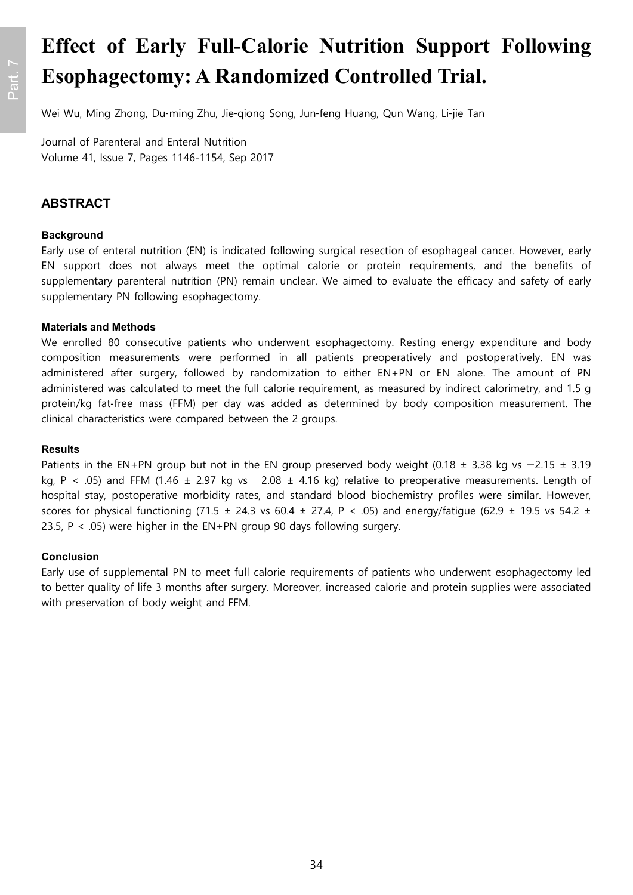# Effect of Early Full-Calorie Nutrition Support Following Esophagectomy: A Randomized Controlled Trial.

Wei Wu, Ming Zhong, Du-ming Zhu, Jie-qiong Song, Jun-feng Huang, Qun Wang, Li-jie Tan

Journal of Parenteral and Enteral Nutrition
Volume 41, Issue 7, Pages 1146-1154, Sep 2017

## ABSTRACT

#### Background

Early use of enteral nutrition (EN) is indicated following surgical resection of esophageal cancer. However, early EN support does not always meet the optimal calorie or protein requirements, and the benefits of supplementary parenteral nutrition (PN) remain unclear. We aimed to evaluate the efficacy and safety of early supplementary PN following esophagectomy.

#### Materials and Methods

We enrolled 80 consecutive patients who underwent esophagectomy. Resting energy expenditure and body composition measurements were performed in all patients preoperatively and postoperatively. EN was administered after surgery, followed by randomization to either EN+PN or EN alone. The amount of PN administered was calculated to meet the full calorie requirement, as measured by indirect calorimetry, and 1.5 g protein/kg fat-free mass (FFM) per day was added as determined by body composition measurement. The clinical characteristics were compared between the 2 groups.

#### Results

Patients in the EN+PN group but not in the EN group preserved body weight (0.18 ± 3.38 kg vs −2.15 ± 3.19 kg, $P < .05$) and FFM (1.46 ± 2.97 kg vs −2.08 ± 4.16 kg) relative to preoperative measurements. Length of hospital stay, postoperative morbidity rates, and standard blood biochemistry profiles were similar. However, scores for physical functioning (71.5 ± 24.3 vs 60.4 ± 27.4, $P < .05$) and energy/fatigue (62.9 ± 19.5 vs 54.2 ± 23.5, $P < .05$) were higher in the EN+PN group 90 days following surgery.

#### Conclusion

Early use of supplemental PN to meet full calorie requirements of patients who underwent esophagectomy led to better quality of life 3 months after surgery. Moreover, increased calorie and protein supplies were associated with preservation of body weight and FFM.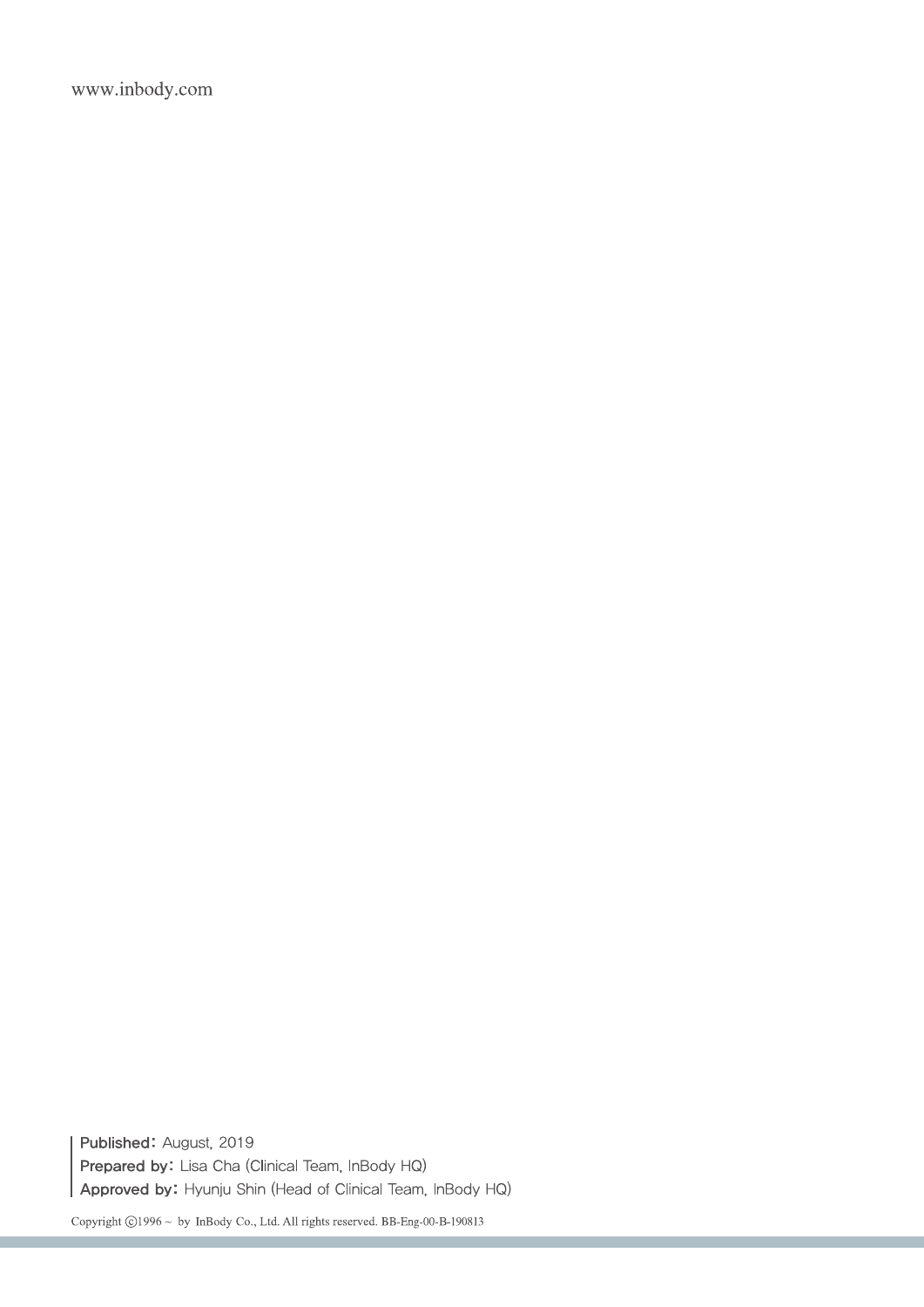www.inbody.com

**Published:** August, 2019
**Prepared by:** Lisa Cha (Clinical Team, InBody HQ)
**Approved by:** Hyunju Shin (Head of Clinical Team, InBody HQ)

Copyright ©1996 ~ by InBody Co., Ltd. All rights reserved. BB-Eng-00-B-190813